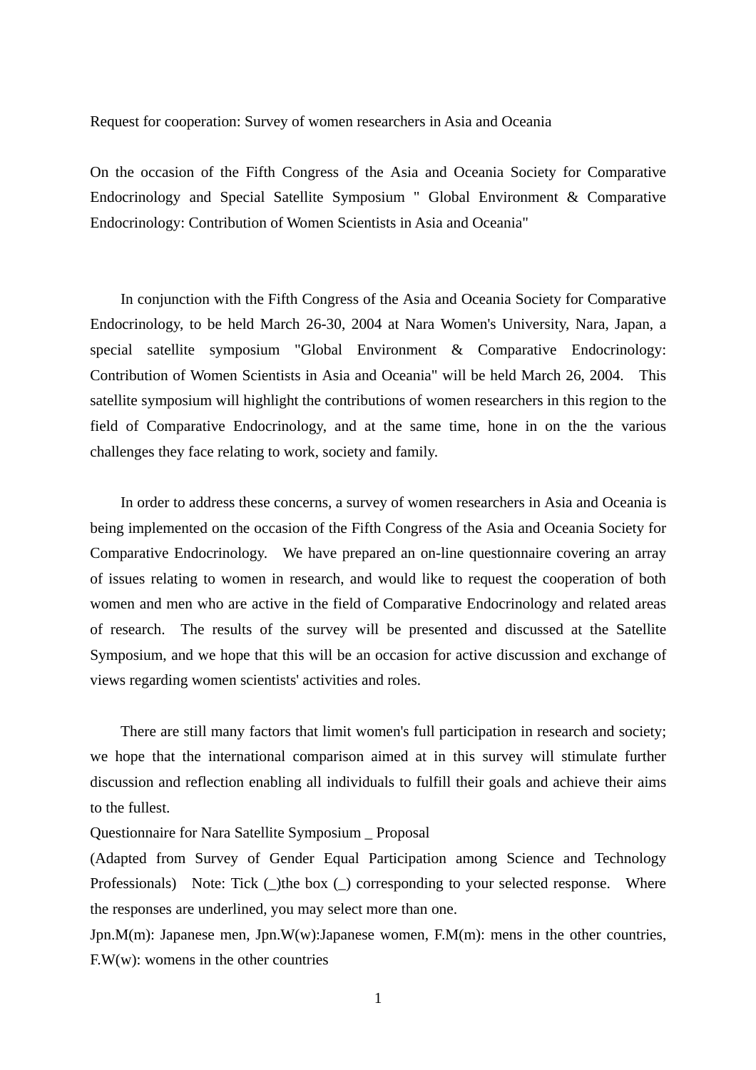Request for cooperation: Survey of women researchers in Asia and Oceania

On the occasion of the Fifth Congress of the Asia and Oceania Society for Comparative Endocrinology and Special Satellite Symposium " Global Environment & Comparative Endocrinology: Contribution of Women Scientists in Asia and Oceania"

In conjunction with the Fifth Congress of the Asia and Oceania Society for Comparative Endocrinology, to be held March 26-30, 2004 at Nara Women's University, Nara, Japan, a special satellite symposium "Global Environment & Comparative Endocrinology: Contribution of Women Scientists in Asia and Oceania" will be held March 26, 2004. This satellite symposium will highlight the contributions of women researchers in this region to the field of Comparative Endocrinology, and at the same time, hone in on the the various challenges they face relating to work, society and family.

In order to address these concerns, a survey of women researchers in Asia and Oceania is being implemented on the occasion of the Fifth Congress of the Asia and Oceania Society for Comparative Endocrinology. We have prepared an on-line questionnaire covering an array of issues relating to women in research, and would like to request the cooperation of both women and men who are active in the field of Comparative Endocrinology and related areas of research. The results of the survey will be presented and discussed at the Satellite Symposium, and we hope that this will be an occasion for active discussion and exchange of views regarding women scientists' activities and roles.

There are still many factors that limit women's full participation in research and society; we hope that the international comparison aimed at in this survey will stimulate further discussion and reflection enabling all individuals to fulfill their goals and achieve their aims to the fullest.

Questionnaire for Nara Satellite Symposium _ Proposal

(Adapted from Survey of Gender Equal Participation among Science and Technology Professionals) Note: Tick (_)the box (_) corresponding to your selected response. Where the responses are underlined, you may select more than one.

Jpn.M(m): Japanese men, Jpn.W(w):Japanese women, F.M(m): mens in the other countries, F.W(w): womens in the other countries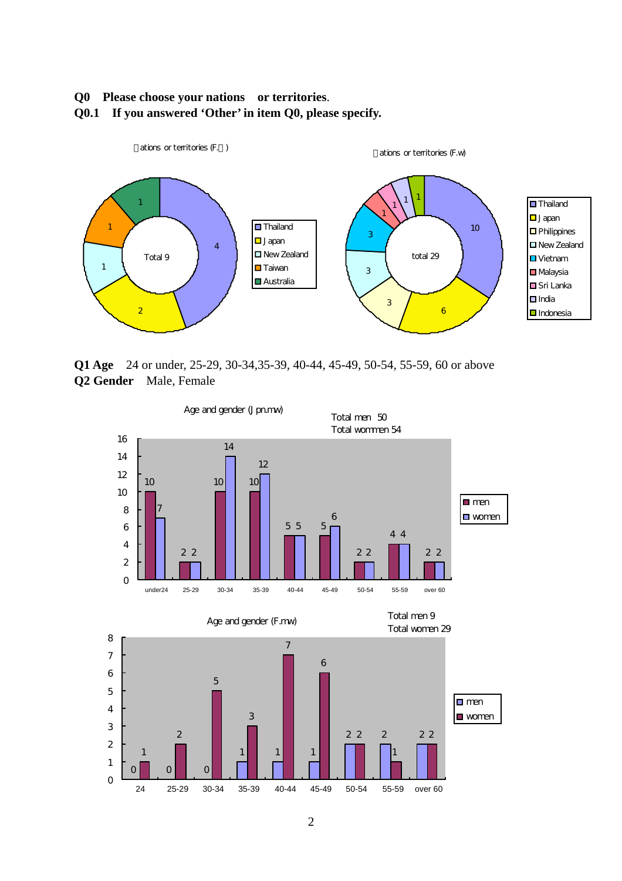**Q0 Please choose your nations or territories.**
**Q0.1 If you answered 'Other' in item Q0, please specify.**

Nations or territories (F.J)

| Nation | Count |
|---|---|
| Thailand | 4 |
| Japan | 2 |
| New Zealand | 1 |
| Taiwan | 1 |
| Australia | 1 |
| Total | 9 |

Nations or territories (F.w)

| Nation | Count |
|---|---|
| Thailand | 10 |
| Japan | 6 |
| Philippines | 3 |
| New Zealand | 3 |
| Vietnam | 3 |
| Malaysia | 1 |
| Sri Lanka | 1 |
| India | 1 |
| Indonesia | 1 |
| total | 29 |

**Q1 Age** 24 or under, 25-29, 30-34,35-39, 40-44, 45-49, 50-54, 55-59, 60 or above
**Q2 Gender** Male, Female

Age and gender (Jpn.mw)

Total men 50
Total wommen 54

| | under24 | 25-29 | 30-34 | 35-39 | 40-44 | 45-49 | 50-54 | 55-59 | over 60 |
|---|---|---|---|---|---|---|---|---|---|
| men | 10 | 2 | 10 | 10 | 5 | 5 | 2 | 4 | 2 |
| women | 7 | 2 | 14 | 12 | 5 | 6 | 2 | 4 | 2 |

Age and gender (F.mw)

Total men 9
Total women 29

| | 24 | 25-29 | 30-34 | 35-39 | 40-44 | 45-49 | 50-54 | 55-59 | over 60 |
|---|---|---|---|---|---|---|---|---|---|
| men | 0 | 0 | 0 | 1 | 1 | 1 | 2 | 2 | 2 |
| women | 1 | 2 | 5 | 3 | 7 | 6 | 2 | 1 | 2 |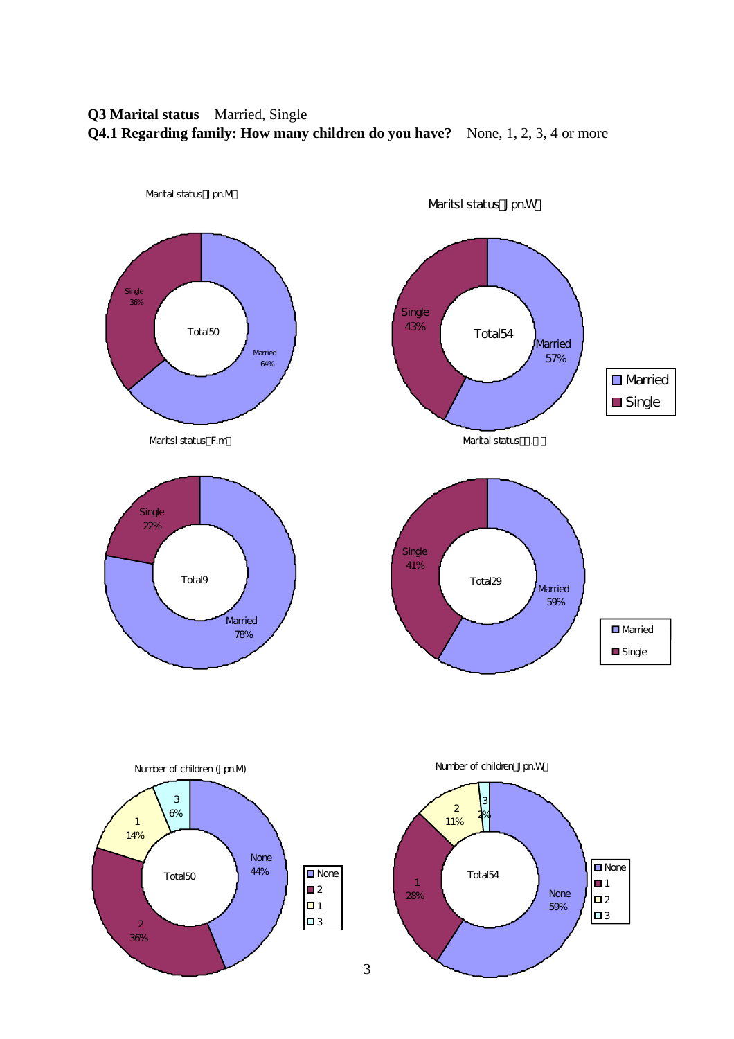**Q3 Marital status** Married, Single

**Q4.1 Regarding family: How many children do you have?** None, 1, 2, 3, 4 or more

Marital status（Jpn.M）

Single 36%
Total50
Married 64%

Maritsl status（Jpn.W）

Single 43%
Total54
Married 57%

Married
Single

Maritsl status（F.m）

Single 22%
Total9
Married 78%

Marital status（F.W）

Single 41%
Total29
Married 59%

Married
Single

Number of children (Jpn.M)

3 6%
1 14%
None 44%
Total50
2 36%

None
2
1
3

Number of children（Jpn.W）

2 11%
3 2%
1 28%
Total54
None 59%

None
1
2
3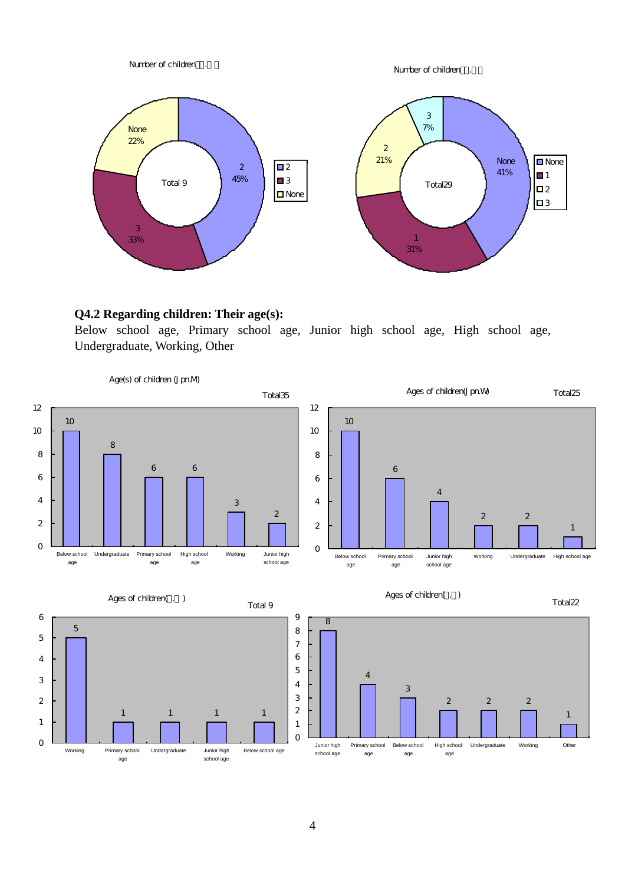Number of children(□.□□)

| Number of children | Percentage |
|---|---|
| 2 | 45% |
| 3 | 33% |
| None | 22% |
| Total 9 | |

Number of children(□.□□)

| Number of children | Percentage |
|---|---|
| None | 41% |
| 1 | 31% |
| 2 | 21% |
| 3 | 7% |
| Total29 | |

**Q4.2 Regarding children: Their age(s):**
Below school age, Primary school age, Junior high school age, High school age, Undergraduate, Working, Other

Age(s) of children (Jpn.M) Total35

| Below school age | Undergraduate | Primary school age | High school age | Working | Junior high school age |
|---|---|---|---|---|---|
| 10 | 8 | 6 | 6 | 3 | 2 |

Ages of children(Jpn.W) Total25

| Below school age | Primary school age | Junior high school age | Working | Undergraduate | High school age |
|---|---|---|---|---|---|
| 10 | 6 | 4 | 2 | 2 | 1 |

Ages of children(□.□) Total 9

| Working | Primary school age | Undergraduate | Junior high school age | Below school age |
|---|---|---|---|---|
| 5 | 1 | 1 | 1 | 1 |

Ages of children(□.□) Total22

| Junior high school age | Primary school age | Below school age | High school age | Undergraduate | Working | Other |
|---|---|---|---|---|---|---|
| 8 | 4 | 3 | 2 | 2 | 2 | 1 |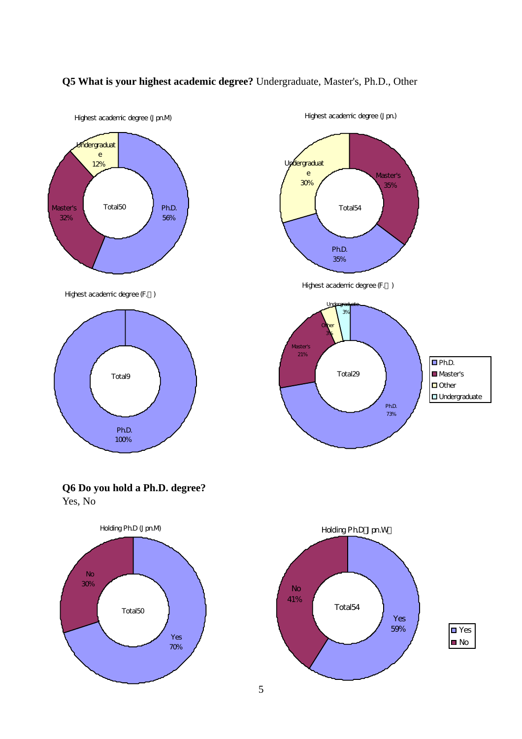**Q5 What is your highest academic degree?** Undergraduate, Master's, Ph.D., Other

Highest academic degree (Jpn.M)

| Degree | % |
| --- | --- |
| Ph.D. | 56% |
| Master's | 32% |
| Undergraduate | 12% |
| Total | 50 |

Highest academic degree (Jpn.)

| Degree | % |
| --- | --- |
| Master's | 35% |
| Ph.D. | 35% |
| Undergraduate | 30% |
| Total | 54 |

Highest academic degree (F.)

| Degree | % |
| --- | --- |
| Ph.D. | 100% |
| Total | 9 |

Highest academic degree (F. )

| Degree | % |
| --- | --- |
| Ph.D. | 73% |
| Master's | 21% |
| Other | 3% |
| Undergraduate | 3% |
| Total | 29 |

**Q6 Do you hold a Ph.D. degree?**
Yes, No

Holding Ph.D (Jpn.M)

| Answer | % |
| --- | --- |
| Yes | 70% |
| No | 30% |
| Total | 50 |

Holding Ph.D（Jpn.W）

| Answer | % |
| --- | --- |
| Yes | 59% |
| No | 41% |
| Total | 54 |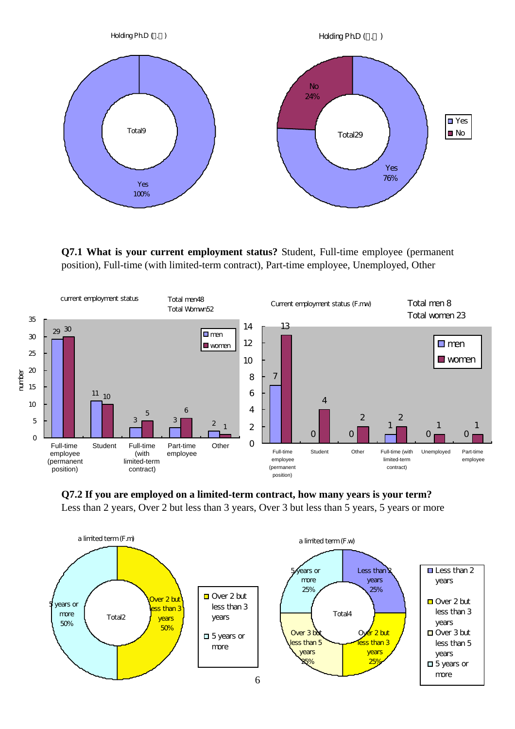Holding Ph.D (□.□)

Total9

Yes 100%

Holding Ph.D (□.□)

Total29

No 24%

Yes 76%

**Q7.1 What is your current employment status?** Student, Full-time employee (permanent position), Full-time (with limited-term contract), Part-time employee, Unemployed, Other

current employment status — Total men48, Total Womwn52

| | Full-time employee (permanent position) | Student | Full-time (with limited-term contract) | Part-time employee | Other |
|---|---|---|---|---|---|
| men | 29 | 11 | 3 | 3 | 2 |
| women | 30 | 10 | 5 | 6 | 1 |

Current employment status (F.mw) — Total men 8, Total women 23

| | Full-time employee (permanent position) | Student | Other | Full-time (with limited-term contract) | Unemployed | Part-time employee |
|---|---|---|---|---|---|---|
| men | 7 | 0 | 0 | 1 | 0 | 0 |
| women | 13 | 4 | 2 | 2 | 1 | 1 |

**Q7.2 If you are employed on a limited-term contract, how many years is your term?**
Less than 2 years, Over 2 but less than 3 years, Over 3 but less than 5 years, 5 years or more

a limited term (F.m)

Total2

- Over 2 but less than 3 years 50%
- 5 years or more 50%

a limited term (F.w)

Total4

- Less than 2 years 25%
- Over 2 but less than 3 years 25%
- Over 3 but less than 5 years 25%
- 5 years or more 25%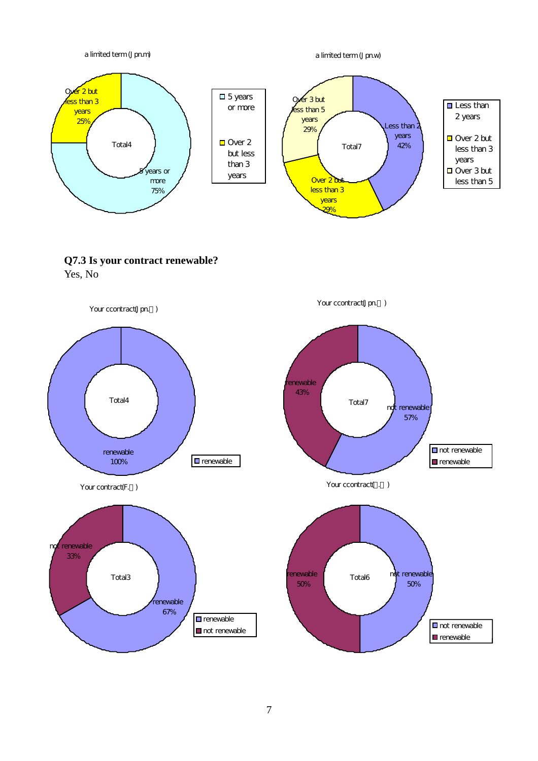a limited term (J pn.m)

| | |
|---|---|
| 5 years or more | 75% |
| Over 2 but less than 3 years | 25% |
| Total4 | |

a limited term (J pn.w)

| | |
|---|---|
| Less than 2 years | 42% |
| Over 2 but less than 3 years | 29% |
| Over 3 but less than 5 years | 29% |
| Total7 | |

**Q7.3 Is your contract renewable?**
Yes, No

Your ccontract(J pn.  )

| | |
|---|---|
| renewable | 100% |
| Total4 | |

Your ccontract(J pn.  )

| | |
|---|---|
| not renewable | 57% |
| renewable | 43% |
| Total7 | |

Your contract(F.  )

| | |
|---|---|
| renewable | 67% |
| not renewable | 33% |
| Total3 | |

Your ccontract( .  )

| | |
|---|---|
| not renewable | 50% |
| renewable | 50% |
| Total6 | |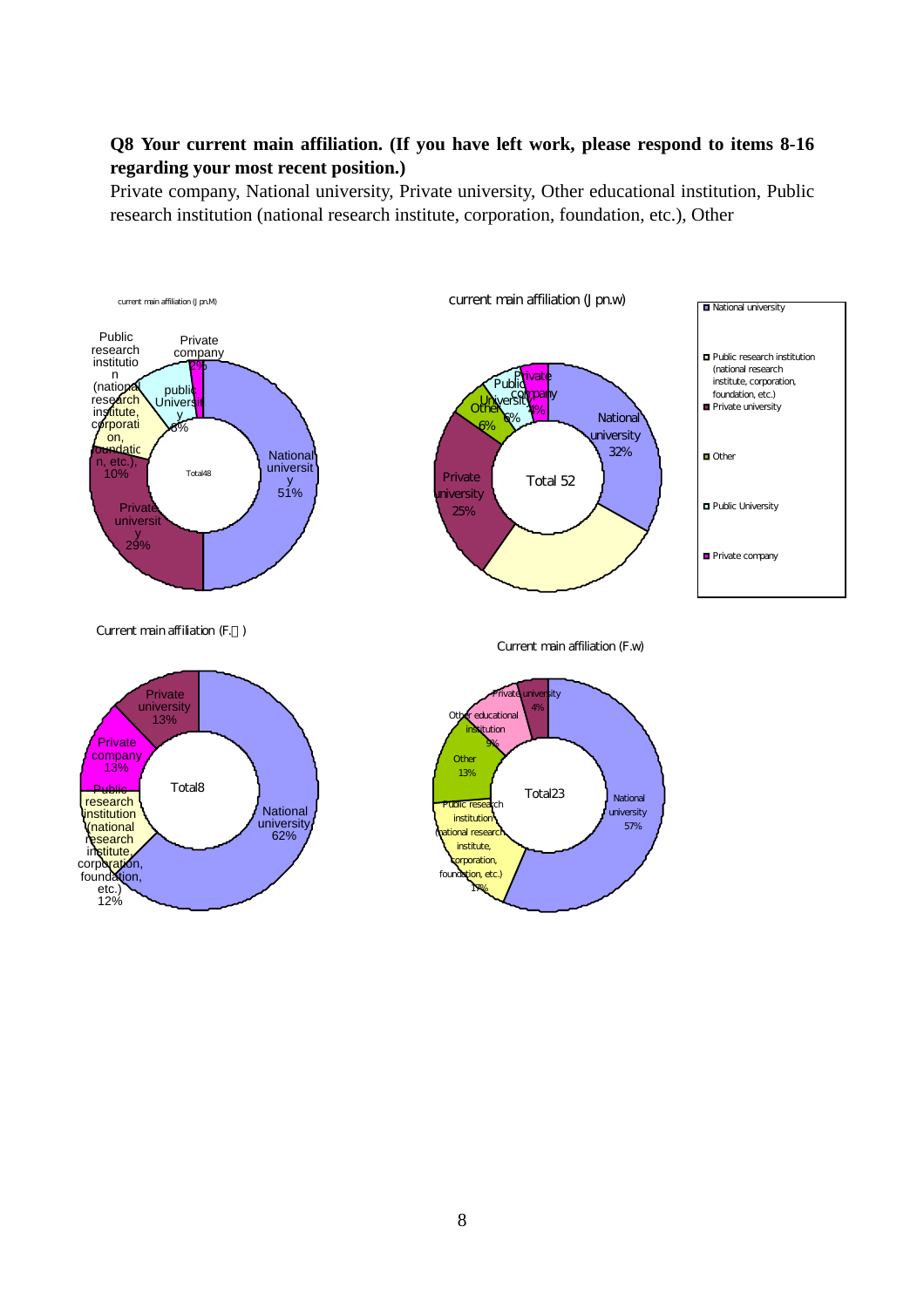**Q8 Your current main affiliation. (If you have left work, please respond to items 8-16 regarding your most recent position.)**

Private company, National university, Private university, Other educational institution, Public research institution (national research institute, corporation, foundation, etc.), Other

current main affiliation (Jpn.M)

Total48

| Category | % |
|---|---|
| National university | 51% |
| Private university | 29% |
| Public research institution (national research institute, corporation, foundation, etc.) | 10% |
| public University | 8% |
| Private company | 2% |

current main affiliation (Jpn.w)

Total 52

| Category | % |
|---|---|
| National university | 32% |
| Private university | 25% |
| Other | 6% |
| Public University | 6% |
| Private company | 4% |

Legend: National university; Public research institution (national research institute, corporation, foundation, etc.); Private university; Other; Public University; Private company

Current main affiliation (F.M)

Total8

| Category | % |
|---|---|
| National university | 62% |
| Private university | 13% |
| Private company | 13% |
| Public research institution (national research institute, corporation, foundation, etc.) | 12% |

Current main affiliation (F.w)

Total23

| Category | % |
|---|---|
| National university | 57% |
| Public research institution (national research institute, corporation, foundation, etc.) | 17% |
| Other | 13% |
| Other educational institution | 9% |
| Private university | 4% |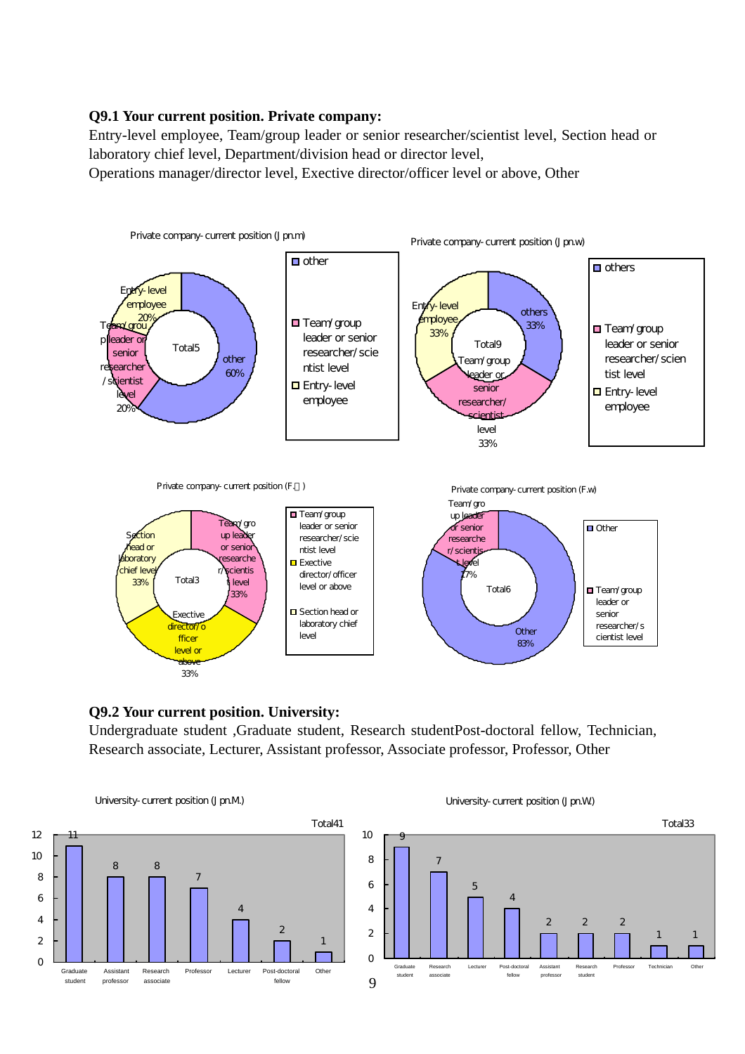**Q9.1 Your current position. Private company:**

Entry-level employee, Team/group leader or senior researcher/scientist level, Section head or laboratory chief level, Department/division head or director level,
Operations manager/director level, Exective director/officer level or above, Other

Private company- current position (Jpn.m)

Total5

| Position | % |
|---|---|
| other | 60% |
| Team/group leader or senior researcher/scientist level | 20% |
| Entry-level employee | 20% |

Private company- current position (Jpn.w)

Total9

| Position | % |
|---|---|
| others | 33% |
| Team/group leader or senior researcher/scientist level | 33% |
| Entry-level employee | 33% |

Private company- current position (F.m)

Total3

| Position | % |
|---|---|
| Team/group leader or senior researcher/scientist level | 33% |
| Exective director/officer level or above | 33% |
| Section head or laboratory chief level | 33% |

Private company- current position (F.w)

Total6

| Position | % |
|---|---|
| Other | 83% |
| Team/group leader or senior researcher/scientist level | 17% |

**Q9.2 Your current position. University:**

Undergraduate student ,Graduate student, Research studentPost-doctoral fellow, Technician, Research associate, Lecturer, Assistant professor, Associate professor, Professor, Other

University- current position (Jpn.M.)

Total41

| Position | Count |
|---|---|
| Graduate student | 11 |
| Assistant professor | 8 |
| Research associate | 8 |
| Professor | 7 |
| Lecturer | 4 |
| Post-doctoral fellow | 2 |
| Other | 1 |

University- current position (Jpn.W.)

Total33

| Position | Count |
|---|---|
| Graduate student | 9 |
| Research associate | 7 |
| Lecturer | 5 |
| Post-doctoral fellow | 4 |
| Assistant professor | 2 |
| Research student | 2 |
| Professor | 2 |
| Technician | 1 |
| Other | 1 |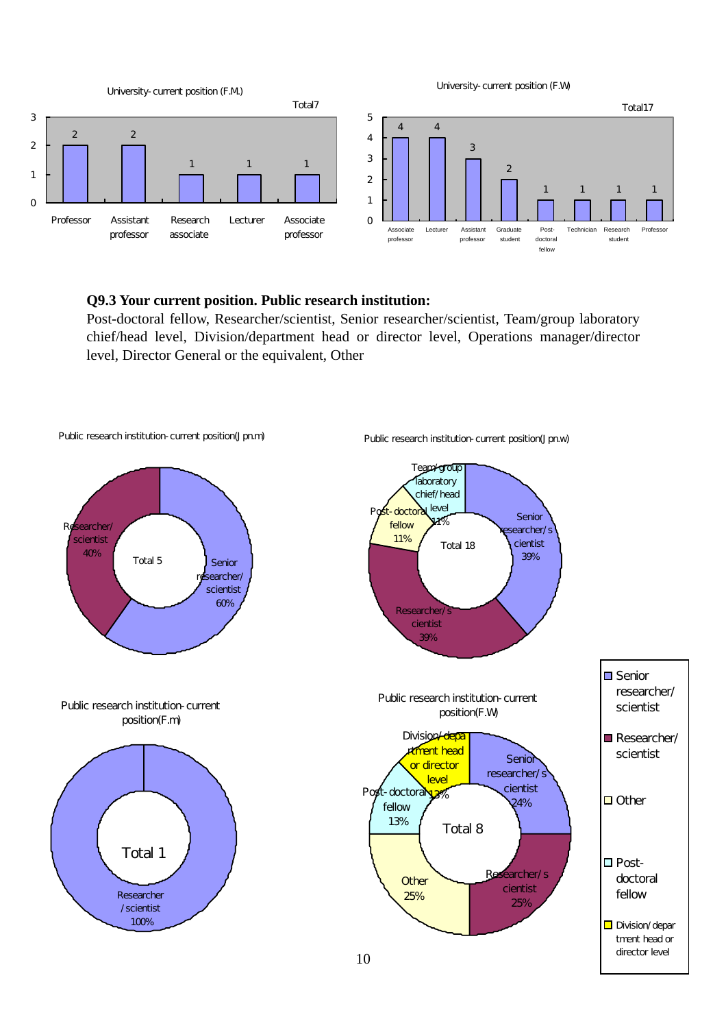University- current position (F.M.)

Total7

| Professor | Assistant professor | Research associate | Lecturer | Associate professor |
|---|---|---|---|---|
| 2 | 2 | 1 | 1 | 1 |

University- current position (F.W)

Total17

| Associate professor | Lecturer | Assistant professor | Graduate student | Post-doctoral fellow | Technician | Research student | Professor |
|---|---|---|---|---|---|---|---|
| 4 | 4 | 3 | 2 | 1 | 1 | 1 | 1 |

**Q9.3 Your current position. Public research institution:**

Post-doctoral fellow, Researcher/scientist, Senior researcher/scientist, Team/group laboratory chief/head level, Division/department head or director level, Operations manager/director level, Director General or the equivalent, Other

Public research institution- current position(Jpn.m)

Total 5

- Senior researcher/scientist 60%
- Researcher/scientist 40%

Public research institution- current position(Jpn.w)

Total 18

- Senior researcher/scientist 39%
- Researcher/scientist 39%
- Post-doctoral fellow 11%
- Team/group laboratory chief/head level 11%

Public research institution- current position(F.m)

Total 1

- Researcher/scientist 100%

Public research institution- current position(F.W)

Total 8

- Senior researcher/scientist 24%
- Researcher/scientist 25%
- Other 25%
- Post-doctoral fellow 13%
- Division/department head or director level 13%

Legend: Senior researcher/scientist; Researcher/scientist; Other; Post-doctoral fellow; Division/department head or director level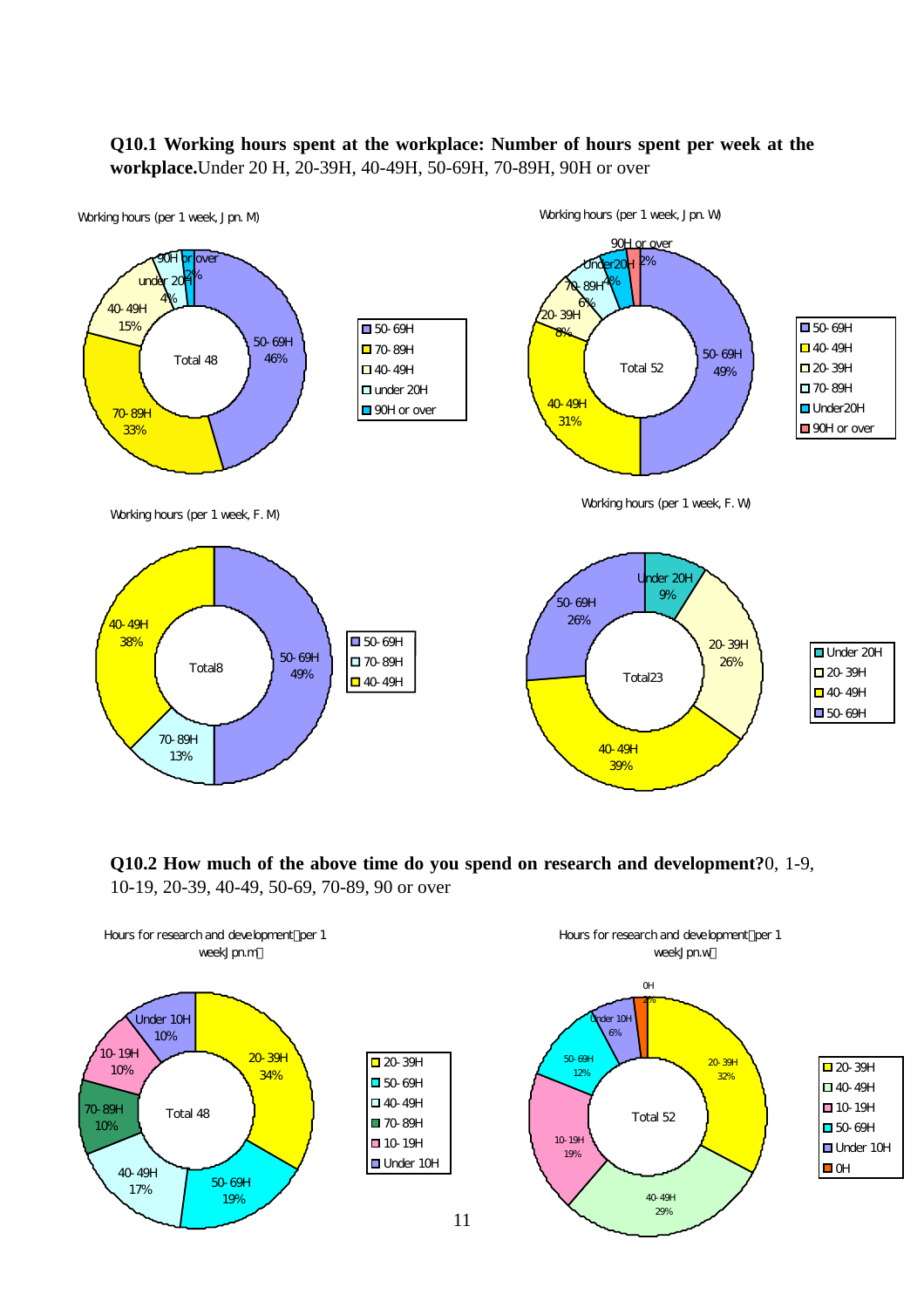**Q10.1 Working hours spent at the workplace: Number of hours spent per week at the workplace.**Under 20 H, 20-39H, 40-49H, 50-69H, 70-89H, 90H or over

Working hours (per 1 week, Jpn. M)

| Category | Percentage |
| --- | --- |
| 50-69H | 46% |
| 70-89H | 33% |
| 40-49H | 15% |
| under 20H | 4% |
| 90H or over | 2% |

Total 48

Working hours (per 1 week, Jpn. W)

| Category | Percentage |
| --- | --- |
| 50-69H | 49% |
| 40-49H | 31% |
| 20-39H | 8% |
| 70-89H | 6% |
| Under20H | 4% |
| 90H or over | 2% |

Total 52

Working hours (per 1 week, F. M)

| Category | Percentage |
| --- | --- |
| 50-69H | 49% |
| 70-89H | 13% |
| 40-49H | 38% |

Total8

Working hours (per 1 week, F. W)

| Category | Percentage |
| --- | --- |
| Under 20H | 9% |
| 20-39H | 26% |
| 40-49H | 39% |
| 50-69H | 26% |

Total23

**Q10.2 How much of the above time do you spend on research and development?**0, 1-9, 10-19, 20-39, 40-49, 50-69, 70-89, 90 or over

Hours for research and development（per 1 week Jpn.m）

| Category | Percentage |
| --- | --- |
| 20-39H | 34% |
| 50-69H | 19% |
| 40-49H | 17% |
| 70-89H | 10% |
| 10-19H | 10% |
| Under 10H | 10% |

Total 48

Hours for research and development（per 1 week Jpn.w）

| Category | Percentage |
| --- | --- |
| 20-39H | 32% |
| 40-49H | 29% |
| 10-19H | 19% |
| 50-69H | 12% |
| Under 10H | 6% |
| 0H | 2% |

Total 52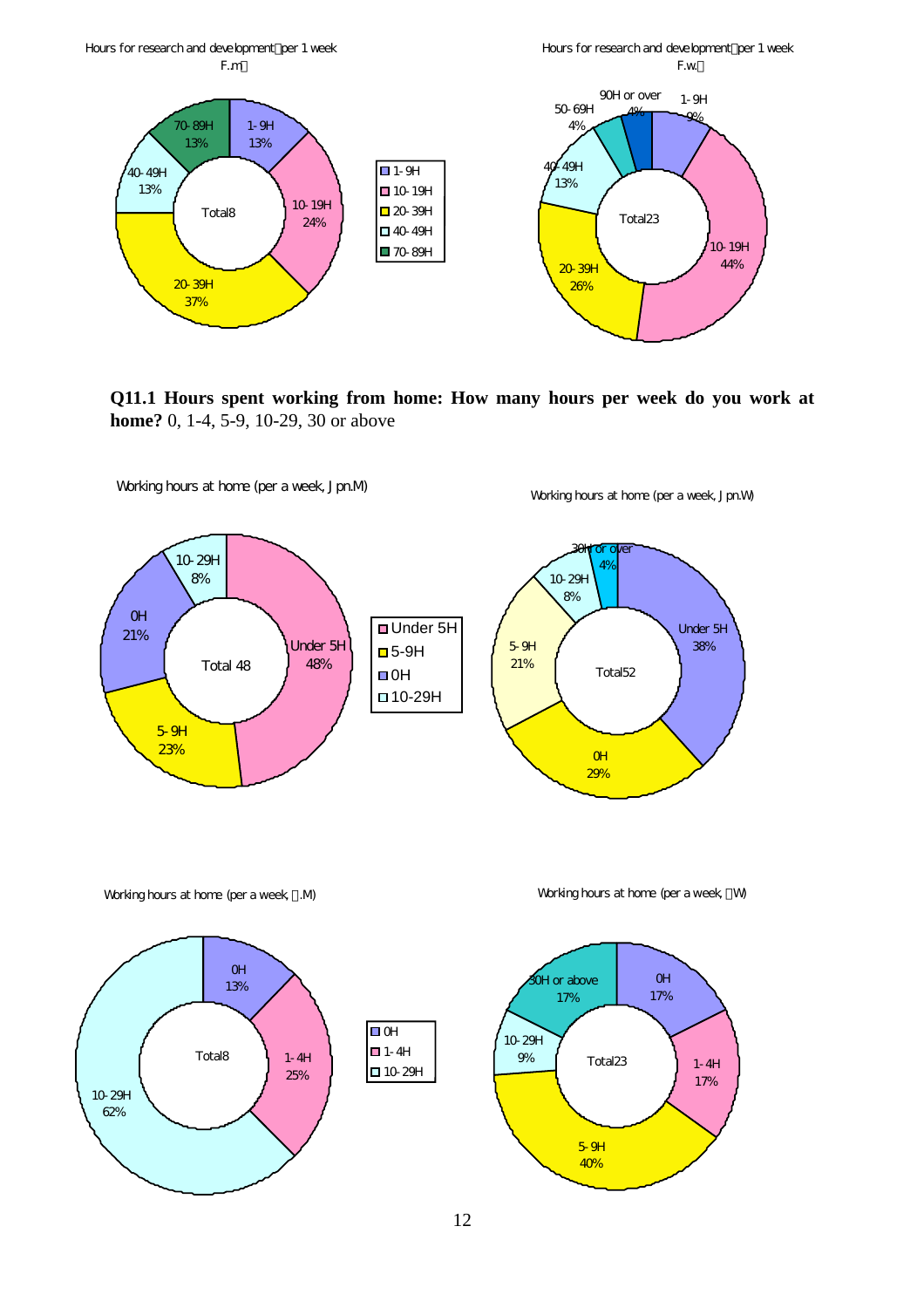Hours for research and development（per 1 week F.m）

| Hours | % |
|---|---|
| 1-9H | 13% |
| 10-19H | 24% |
| 20-39H | 37% |
| 40-49H | 13% |
| 70-89H | 13% |
| Total | 8 |

Hours for research and development（per 1 week F.w）

| Hours | % |
|---|---|
| 1-9H | 9% |
| 10-19H | 44% |
| 20-39H | 26% |
| 40-49H | 13% |
| 50-69H | 4% |
| 90H or over | 4% |
| Total | 23 |

**Q11.1 Hours spent working from home: How many hours per week do you work at home?** 0, 1-4, 5-9, 10-29, 30 or above

Working hours at home (per a week, Jpn.M)

| Hours | % |
|---|---|
| Under 5H | 48% |
| 5-9H | 23% |
| 0H | 21% |
| 10-29H | 8% |
| Total | 48 |

Working hours at home (per a week, Jpn.W)

| Hours | % |
|---|---|
| Under 5H | 38% |
| 0H | 29% |
| 5-9H | 21% |
| 10-29H | 8% |
| 30H or over | 4% |
| Total | 52 |

Working hours at home (per a week, F.M)

| Hours | % |
|---|---|
| 0H | 13% |
| 1-4H | 25% |
| 10-29H | 62% |
| Total | 8 |

Working hours at home (per a week, F.W)

| Hours | % |
|---|---|
| 0H | 17% |
| 1-4H | 17% |
| 5-9H | 40% |
| 10-29H | 9% |
| 30H or above | 17% |
| Total | 23 |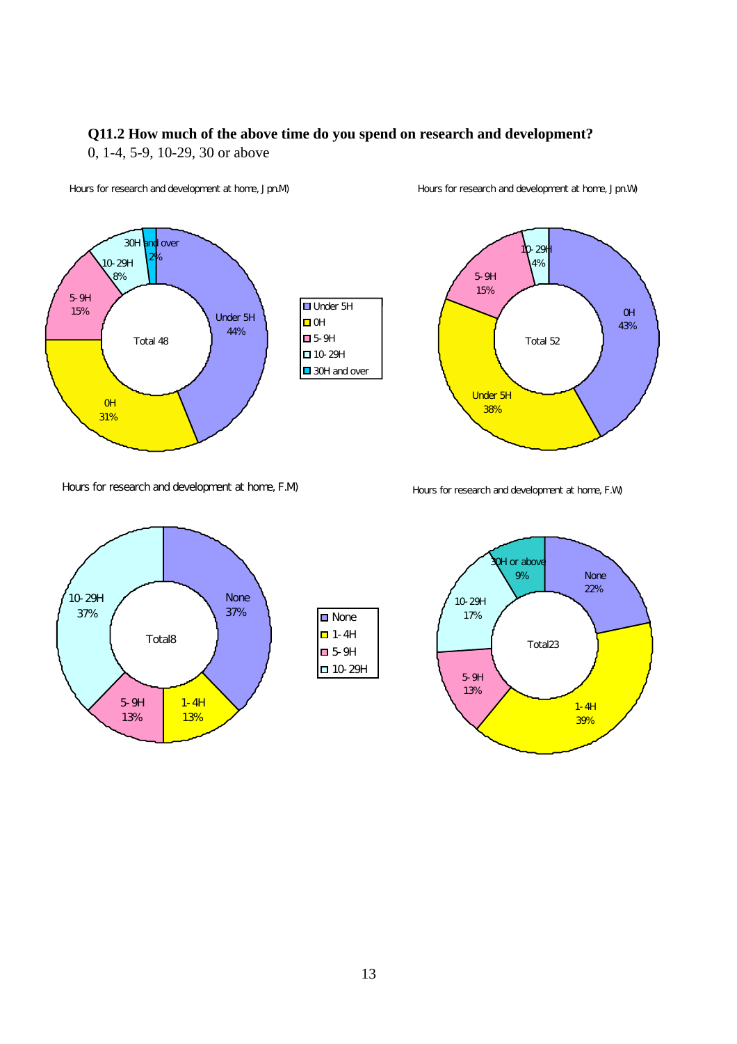**Q11.2 How much of the above time do you spend on research and development?**
0, 1-4, 5-9, 10-29, 30 or above

Hours for research and development at home, Jpn.M)

| Category | Share |
|---|---|
| Under 5H | 44% |
| 0H | 31% |
| 5-9H | 15% |
| 10-29H | 8% |
| 30H and over | 2% |

Total 48

Hours for research and development at home, Jpn.W)

| Category | Share |
|---|---|
| 0H | 43% |
| Under 5H | 38% |
| 5-9H | 15% |
| 10-29H | 4% |

Total 52

Hours for research and development at home, F.M)

| Category | Share |
|---|---|
| None | 37% |
| 1-4H | 13% |
| 5-9H | 13% |
| 10-29H | 37% |

Total8

Hours for research and development at home, F.W)

| Category | Share |
|---|---|
| None | 22% |
| 1-4H | 39% |
| 5-9H | 13% |
| 10-29H | 17% |
| 30H or above | 9% |

Total23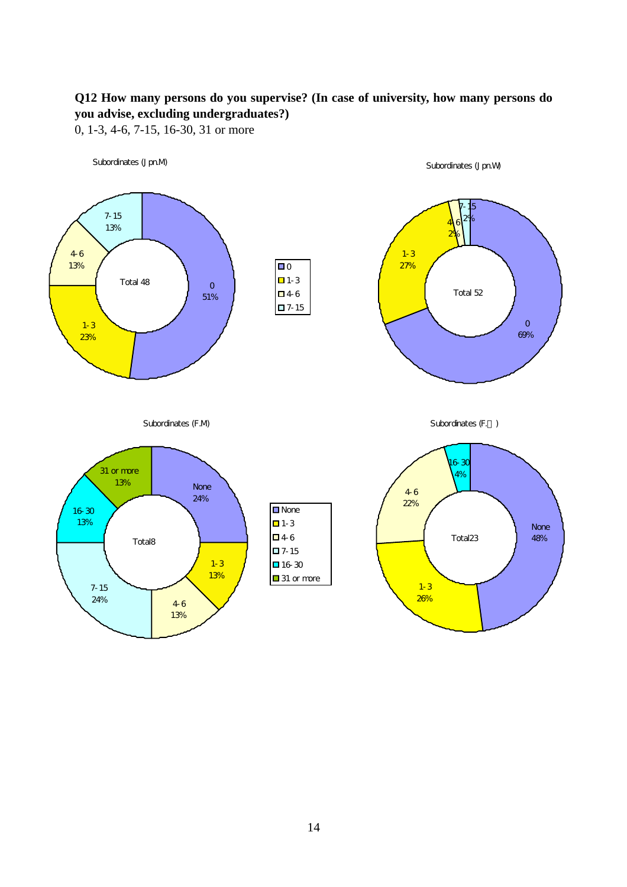**Q12 How many persons do you supervise? (In case of university, how many persons do you advise, excluding undergraduates?)**

0, 1-3, 4-6, 7-15, 16-30, 31 or more

Subordinates (Jpn.M)

| Category | Percentage |
|---|---|
| 0 | 51% |
| 1-3 | 23% |
| 4-6 | 13% |
| 7-15 | 13% |

Total 48

Subordinates (Jpn.W)

| Category | Percentage |
|---|---|
| 0 | 69% |
| 1-3 | 27% |
| 4-6 | 2% |
| 7-15 | 2% |

Total 52

Subordinates (F.M)

| Category | Percentage |
|---|---|
| None | 24% |
| 1-3 | 13% |
| 4-6 | 13% |
| 7-15 | 24% |
| 16-30 | 13% |
| 31 or more | 13% |

Total8

Subordinates (F. )

| Category | Percentage |
|---|---|
| None | 48% |
| 1-3 | 26% |
| 4-6 | 22% |
| 16-30 | 4% |

Total23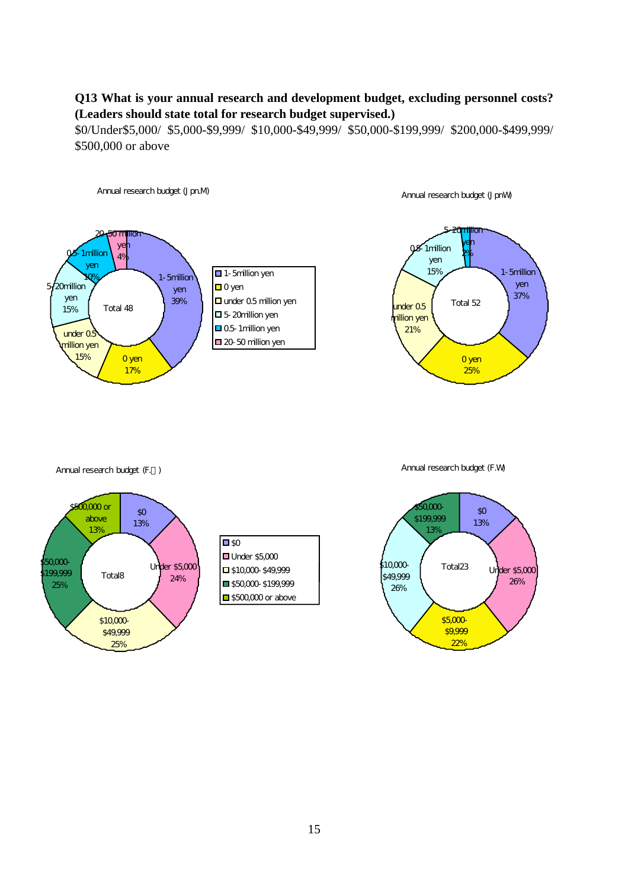**Q13 What is your annual research and development budget, excluding personnel costs? (Leaders should state total for research budget supervised.)**

$0/Under$5,000/ $5,000-$9,999/ $10,000-$49,999/ $50,000-$199,999/ $200,000-$499,999/ $500,000 or above

Annual research budget (Jpn.M)

| Category | Percentage |
| --- | --- |
| 1-5million yen | 39% |
| 0 yen | 17% |
| under 0.5 million yen | 15% |
| 5-20million yen | 15% |
| 0.5-1million yen | 10% |
| 20-50 million yen | 4% |
| Total | 48 |

Annual research budget (JpnW)

| Category | Percentage |
| --- | --- |
| 1-5million yen | 37% |
| 0 yen | 25% |
| under 0.5 million yen | 21% |
| 0.5-1million yen | 15% |
| 5-20million yen | 2% |
| Total | 52 |

Annual research budget (F.M)

| Category | Percentage |
| --- | --- |
| $0 | 13% |
| Under $5,000 | 24% |
| $10,000-$49,999 | 25% |
| $50,000-$199,999 | 25% |
| $500,000 or above | 13% |
| Total | 8 |

Annual research budget (F.W)

| Category | Percentage |
| --- | --- |
| $0 | 13% |
| Under $5,000 | 26% |
| $5,000-$9,999 | 22% |
| $10,000-$49,999 | 26% |
| $50,000-$199,999 | 13% |
| Total | 23 |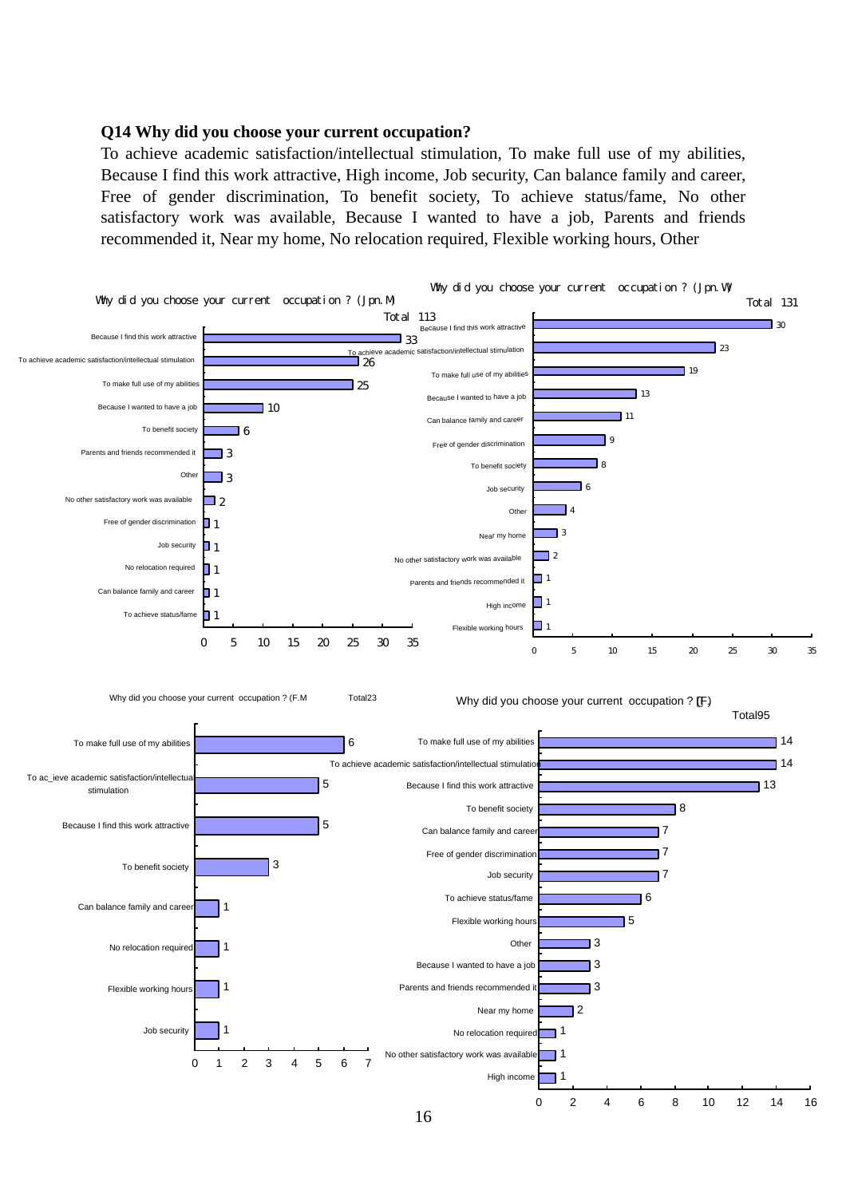**Q14 Why did you choose your current occupation?**

To achieve academic satisfaction/intellectual stimulation, To make full use of my abilities, Because I find this work attractive, High income, Job security, Can balance family and career, Free of gender discrimination, To benefit society, To achieve status/fame, No other satisfactory work was available, Because I wanted to have a job, Parents and friends recommended it, Near my home, No relocation required, Flexible working hours, Other

Why did you choose your current occupation? (Jpn.M) Total 113

| Reason | Count |
|---|---|
| Because I find this work attractive | 33 |
| To achieve academic satisfaction/intellectual stimulation | 26 |
| To make full use of my abilities | 25 |
| Because I wanted to have a job | 10 |
| To benefit society | 6 |
| Parents and friends recommended it | 3 |
| Other | 3 |
| No other satisfactory work was available | 2 |
| Free of gender discrimination | 1 |
| Job security | 1 |
| No relocation required | 1 |
| Can balance family and career | 1 |
| To achieve status/fame | 1 |

Why did you choose your current occupation? (Jpn.W) Total 131

| Reason | Count |
|---|---|
| Because I find this work attractive | 30 |
| To achieve academic satisfaction/intellectual stimulation | 23 |
| To make full use of my abilities | 19 |
| Because I wanted to have a job | 13 |
| Can balance family and career | 11 |
| Free of gender discrimination | 9 |
| To benefit society | 8 |
| Job security | 6 |
| Other | 4 |
| Near my home | 3 |
| No other satisfactory work was available | 2 |
| Parents and friends recommended it | 1 |
| High income | 1 |
| Flexible working hours | 1 |

Why did you choose your current occupation? (F.M) Total23

| Reason | Count |
|---|---|
| To make full use of my abilities | 6 |
| To achieve academic satisfaction/intellectual stimulation | 5 |
| Because I find this work attractive | 5 |
| To benefit society | 3 |
| Can balance family and career | 1 |
| No relocation required | 1 |
| Flexible working hours | 1 |
| Job security | 1 |

Why did you choose your current occupation? (F) Total95

| Reason | Count |
|---|---|
| To make full use of my abilities | 14 |
| To achieve academic satisfaction/intellectual stimulation | 14 |
| Because I find this work attractive | 13 |
| To benefit society | 8 |
| Can balance family and career | 7 |
| Free of gender discrimination | 7 |
| Job security | 7 |
| To achieve status/fame | 6 |
| Flexible working hours | 5 |
| Other | 3 |
| Because I wanted to have a job | 3 |
| Parents and friends recommended it | 3 |
| Near my home | 2 |
| No relocation required | 1 |
| No other satisfactory work was available | 1 |
| High income | 1 |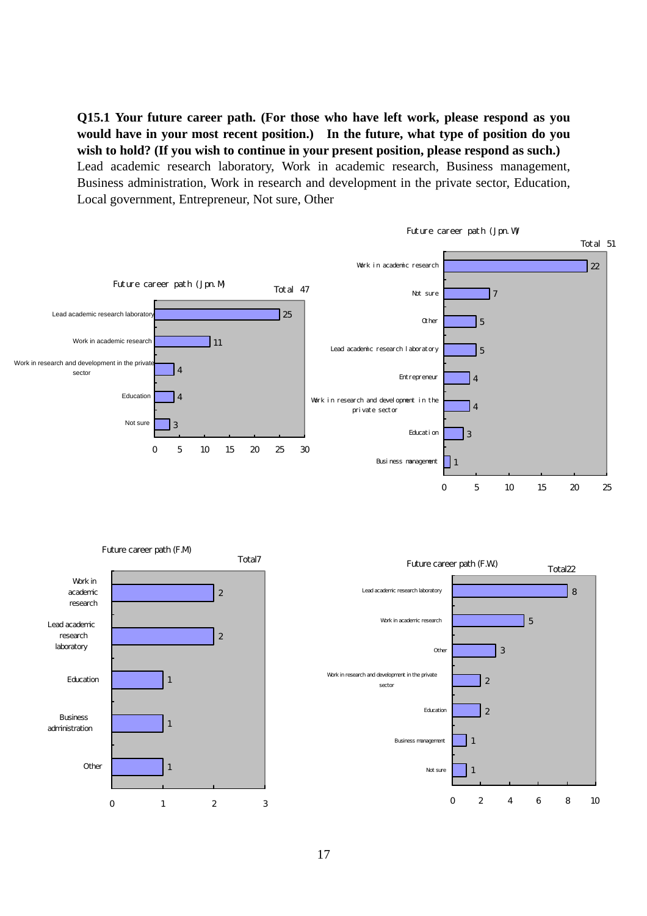**Q15.1 Your future career path. (For those who have left work, please respond as you would have in your most recent position.) In the future, what type of position do you wish to hold? (If you wish to continue in your present position, please respond as such.)**
Lead academic research laboratory, Work in academic research, Business management, Business administration, Work in research and development in the private sector, Education, Local government, Entrepreneur, Not sure, Other

Future career path (Jpn. M) Total 47

| Response | Count |
|---|---|
| Lead academic research laboratory | 25 |
| Work in academic research | 11 |
| Work in research and development in the private sector | 4 |
| Education | 4 |
| Not sure | 3 |

Future career path (Jpn. W) Total 51

| Response | Count |
|---|---|
| Work in academic research | 22 |
| Not sure | 7 |
| Other | 5 |
| Lead academic research laboratory | 5 |
| Entrepreneur | 4 |
| Work in research and development in the private sector | 4 |
| Education | 3 |
| Business management | 1 |

Future career path (F.M) Total7

| Response | Count |
|---|---|
| Work in academic research | 2 |
| Lead academic research laboratory | 2 |
| Education | 1 |
| Business administration | 1 |
| Other | 1 |

Future career path (F.W.) Total22

| Response | Count |
|---|---|
| Lead academic research laboratory | 8 |
| Work in academic research | 5 |
| Other | 3 |
| Work in research and development in the private sector | 2 |
| Education | 2 |
| Business management | 1 |
| Not sure | 1 |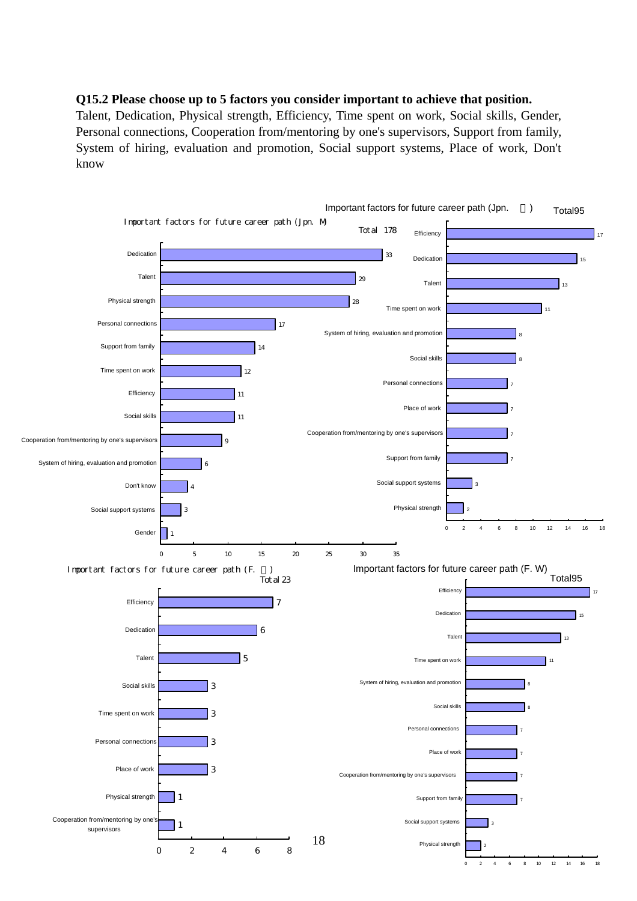**Q15.2 Please choose up to 5 factors you consider important to achieve that position.**

Talent, Dedication, Physical strength, Efficiency, Time spent on work, Social skills, Gender, Personal connections, Cooperation from/mentoring by one's supervisors, Support from family, System of hiring, evaluation and promotion, Social support systems, Place of work, Don't know

**Important factors for future career path (Jpn. M)** Total 178

| Factor | Count |
|---|---|
| Dedication | 33 |
| Talent | 29 |
| Physical strength | 28 |
| Personal connections | 17 |
| Support from family | 14 |
| Time spent on work | 12 |
| Efficiency | 11 |
| Social skills | 11 |
| Cooperation from/mentoring by one's supervisors | 9 |
| System of hiring, evaluation and promotion | 6 |
| Don't know | 4 |
| Social support systems | 3 |
| Gender | 1 |

**Important factors for future career path (Jpn. 女)** Total95

| Factor | Count |
|---|---|
| Efficiency | 17 |
| Dedication | 15 |
| Talent | 13 |
| Time spent on work | 11 |
| System of hiring, evaluation and promotion | 8 |
| Social skills | 8 |
| Personal connections | 7 |
| Place of work | 7 |
| Cooperation from/mentoring by one's supervisors | 7 |
| Support from family | 7 |
| Social support systems | 3 |
| Physical strength | 2 |

**Important factors for future career path (F. 男)** Total 23

| Factor | Count |
|---|---|
| Efficiency | 7 |
| Dedication | 6 |
| Talent | 5 |
| Social skills | 3 |
| Time spent on work | 3 |
| Personal connections | 3 |
| Place of work | 3 |
| Physical strength | 1 |
| Cooperation from/mentoring by one's supervisors | 1 |

**Important factors for future career path (F. W)** Total95

| Factor | Count |
|---|---|
| Efficiency | 17 |
| Dedication | 15 |
| Talent | 13 |
| Time spent on work | 11 |
| System of hiring, evaluation and promotion | 8 |
| Social skills | 8 |
| Personal connections | 7 |
| Place of work | 7 |
| Cooperation from/mentoring by one's supervisors | 7 |
| Support from family | 7 |
| Social support systems | 3 |
| Physical strength | 2 |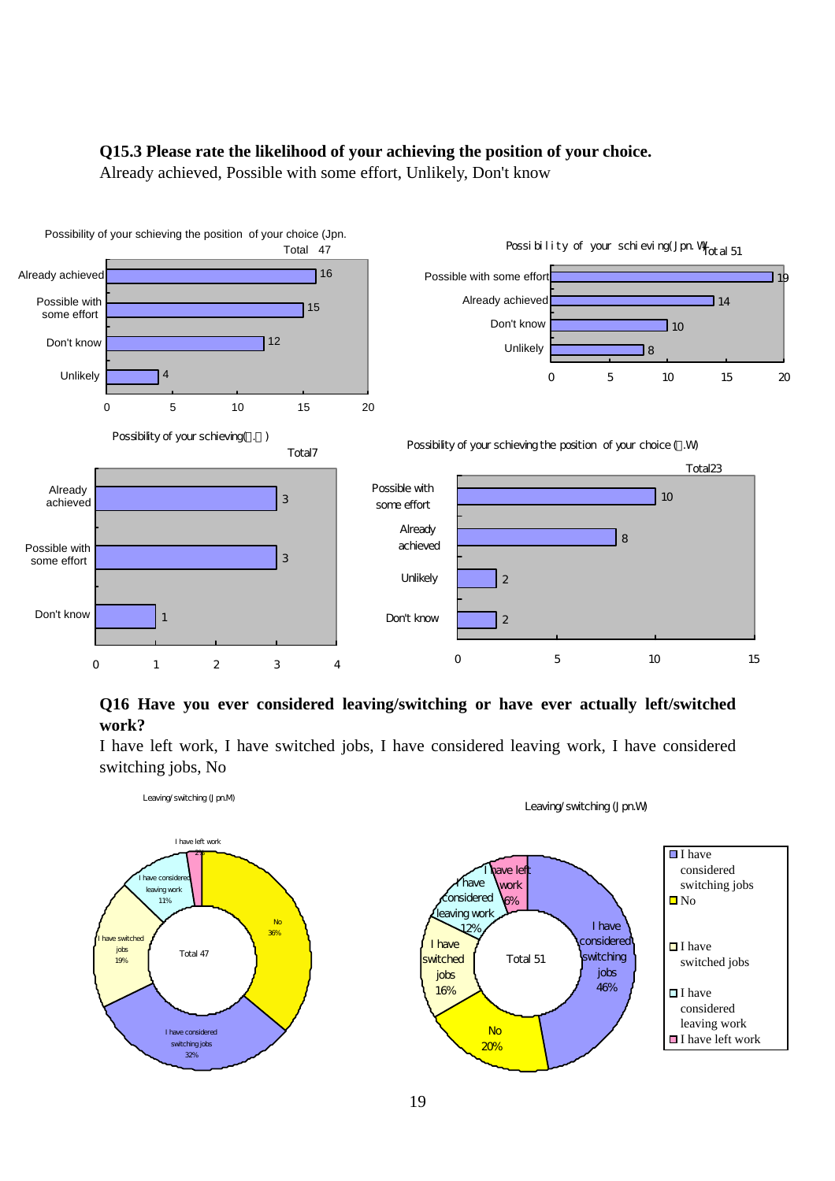**Q15.3 Please rate the likelihood of your achieving the position of your choice.**
Already achieved, Possible with some effort, Unlikely, Don't know

Possibility of your schieving the position of your choice (Jpn.
Total 47

| | |
|---|---|
| Already achieved | 16 |
| Possible with some effort | 15 |
| Don't know | 12 |
| Unlikely | 4 |

Possibility of your schieving(Jpn.W) Total 51

| | |
|---|---|
| Possible with some effort | 19 |
| Already achieved | 14 |
| Don't know | 10 |
| Unlikely | 8 |

Possibility of your schieving( . )
Total7

| | |
|---|---|
| Already achieved | 3 |
| Possible with some effort | 3 |
| Don't know | 1 |

Possibility of your schieving the position of your choice ( .W)
Total23

| | |
|---|---|
| Possible with some effort | 10 |
| Already achieved | 8 |
| Unlikely | 2 |
| Don't know | 2 |

**Q16 Have you ever considered leaving/switching or have ever actually left/switched work?**
I have left work, I have switched jobs, I have considered leaving work, I have considered switching jobs, No

Leaving/switching (Jpn.M) Total 47

| | |
|---|---|
| No | 36% |
| I have considered switching jobs | 32% |
| I have switched jobs | 19% |
| I have considered leaving work | 11% |
| I have left work | 2% |

Leaving/switching (Jpn.W) Total 51

| | |
|---|---|
| I have considered switching jobs | 46% |
| No | 20% |
| I have switched jobs | 16% |
| I have considered leaving work | 12% |
| I have left work | 6% |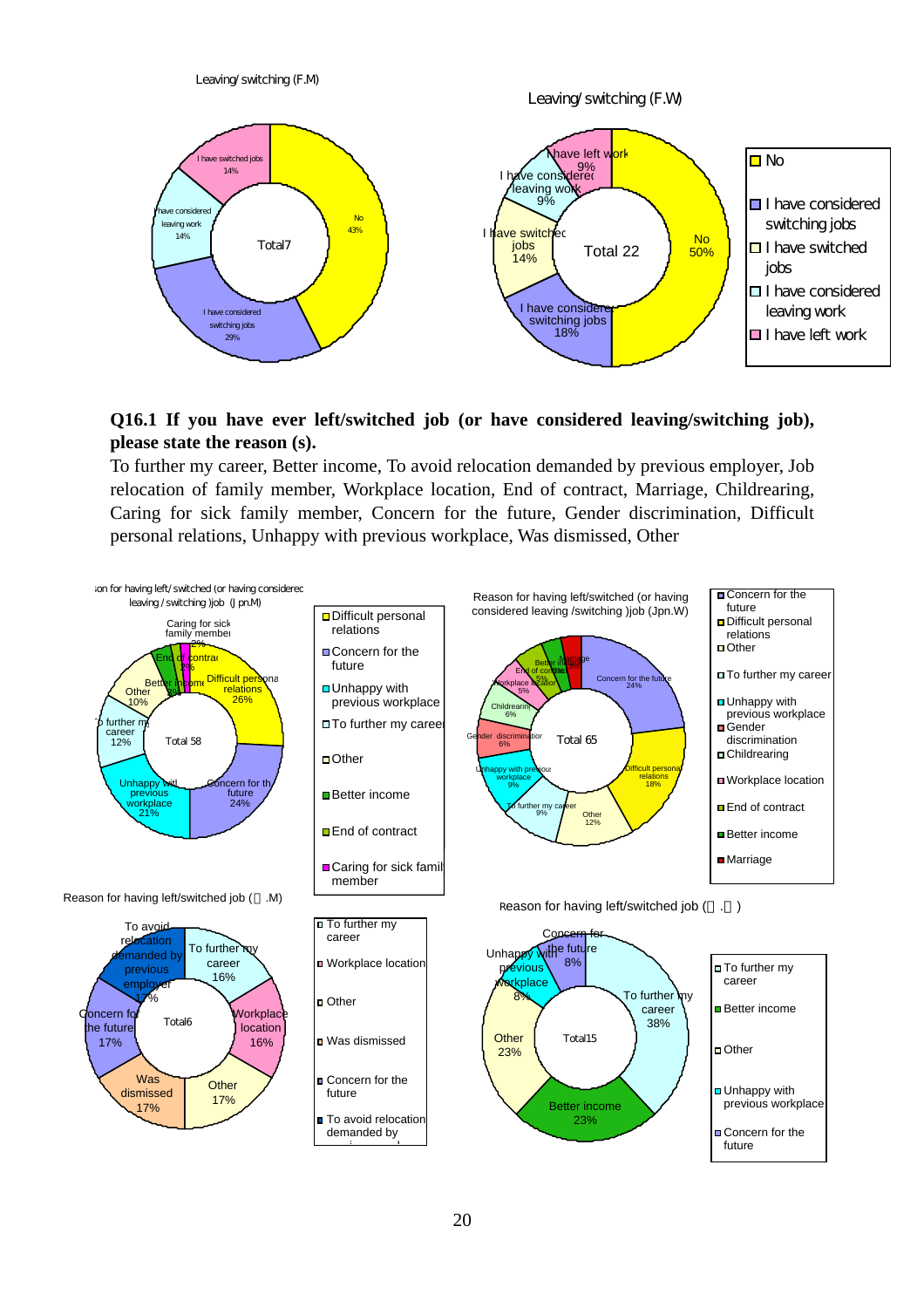Leaving/ switching (F.M)

Leaving/ switching (F.W)

**Q16.1 If you have ever left/switched job (or have considered leaving/switching job), please state the reason (s).**

To further my career, Better income, To avoid relocation demanded by previous employer, Job relocation of family member, Workplace location, End of contract, Marriage, Childrearing, Caring for sick family member, Concern for the future, Gender discrimination, Difficult personal relations, Unhappy with previous workplace, Was dismissed, Other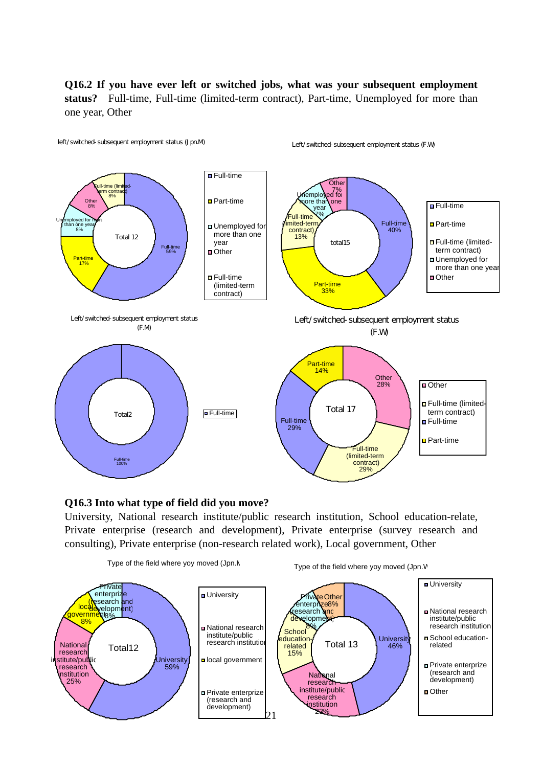**Q16.2 If you have ever left or switched jobs, what was your subsequent employment status?** Full-time, Full-time (limited-term contract), Part-time, Unemployed for more than one year, Other

left/switched-subsequent employment status (Jpn.M)

| Status | % |
|---|---|
| Full-time | 59% |
| Part-time | 17% |
| Unemployed for more than one year | 8% |
| Other | 8% |
| Full-time (limited-term contract) | 8% |

Total 12

Left/switched-subsequent employment status (F.W)

| Status | % |
|---|---|
| Full-time | 40% |
| Part-time | 33% |
| Full-time (limited-term contract) | 13% |
| Unemployed for more than one year | 7% |
| Other | 7% |

total15

Left/switched-subsequent employment status (F.M)

| Status | % |
|---|---|
| Full-time | 100% |

Total2

Left/switched-subsequent employment status (F.W)

| Status | % |
|---|---|
| Other | 28% |
| Full-time (limited-term contract) | 29% |
| Full-time | 29% |
| Part-time | 14% |

Total 17

**Q16.3 Into what type of field did you move?**

University, National research institute/public research institution, School education-relate, Private enterprise (research and development), Private enterprise (survey research and consulting), Private enterprise (non-research related work), Local government, Other

Type of the field where yoy moved (Jpn.M)

| Field | % |
|---|---|
| University | 59% |
| National research institute/public research institution | 25% |
| local government | 8% |
| Private enterprize (research and development) | 8% |

Total12

Type of the field where yoy moved (Jpn.W)

| Field | % |
|---|---|
| University | 46% |
| National research institute/public research institution | 23% |
| School education-related | 15% |
| Private enterprize (research and development) | 8% |
| Other | 8% |

Total 13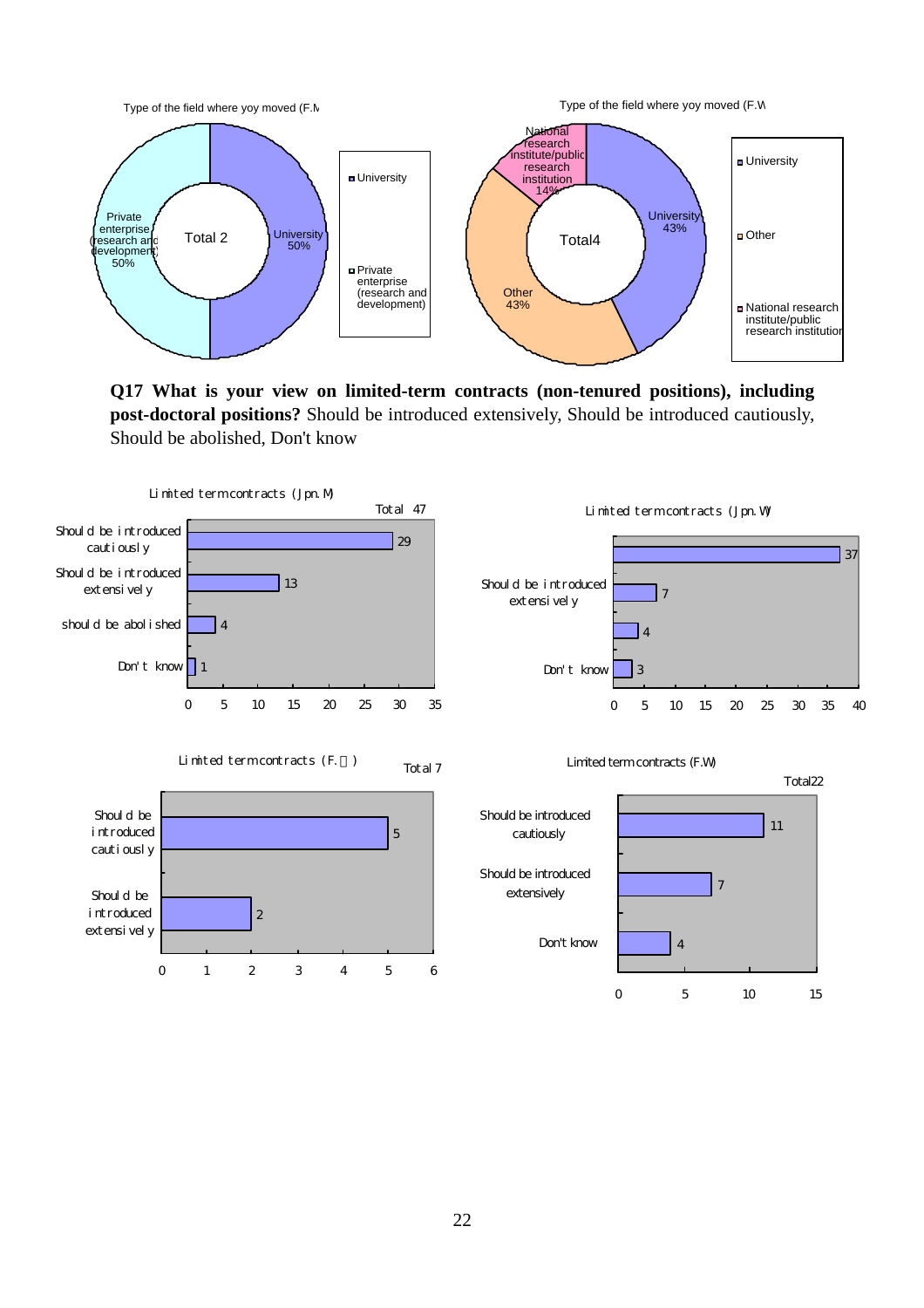Type of the field where yoy moved (F.M)

Total 2

| Field | Share |
|---|---|
| University | 50% |
| Private enterprise (research and development) | 50% |

Type of the field where yoy moved (F.W)

Total4

| Field | Share |
|---|---|
| University | 43% |
| Other | 43% |
| National research institute/public research institution | 14% |

**Q17 What is your view on limited-term contracts (non-tenured positions), including post-doctoral positions?** Should be introduced extensively, Should be introduced cautiously, Should be abolished, Don't know

Limited term contracts (Jpn. M) Total 47

| Response | Count |
|---|---|
| Should be introduced cautiously | 29 |
| Should be introduced extensively | 13 |
| should be abolished | 4 |
| Don't know | 1 |

Limited term contracts (Jpn. W)

| Response | Count |
|---|---|
| | 37 |
| Should be introduced extensively | 7 |
| | 4 |
| Don't know | 3 |

Limited term contracts (F.M) Total 7

| Response | Count |
|---|---|
| Should be introduced cautiously | 5 |
| Should be introduced extensively | 2 |

Limited term contracts (F.W) Total22

| Response | Count |
|---|---|
| Should be introduced cautiously | 11 |
| Should be introduced extensively | 7 |
| Don't know | 4 |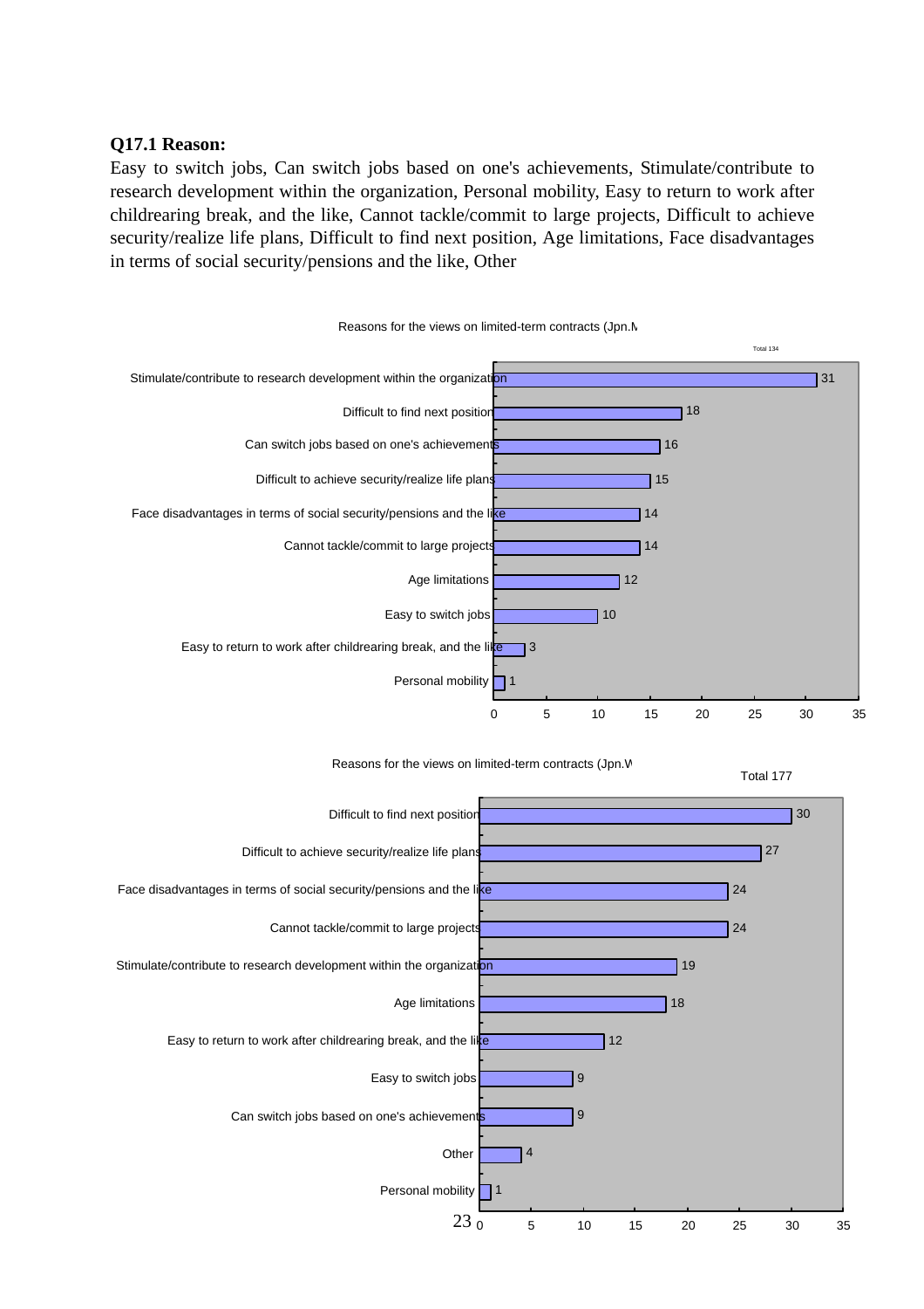**Q17.1 Reason:**

Easy to switch jobs, Can switch jobs based on one's achievements, Stimulate/contribute to research development within the organization, Personal mobility, Easy to return to work after childrearing break, and the like, Cannot tackle/commit to large projects, Difficult to achieve security/realize life plans, Difficult to find next position, Age limitations, Face disadvantages in terms of social security/pensions and the like, Other

Reasons for the views on limited-term contracts (Jpn.M

Total 134

| Reason | Count |
| --- | --- |
| Stimulate/contribute to research development within the organization | 31 |
| Difficult to find next position | 18 |
| Can switch jobs based on one's achievements | 16 |
| Difficult to achieve security/realize life plans | 15 |
| Face disadvantages in terms of social security/pensions and the like | 14 |
| Cannot tackle/commit to large projects | 14 |
| Age limitations | 12 |
| Easy to switch jobs | 10 |
| Easy to return to work after childrearing break, and the like | 3 |
| Personal mobility | 1 |

Reasons for the views on limited-term contracts (Jpn.W

Total 177

| Reason | Count |
| --- | --- |
| Difficult to find next position | 30 |
| Difficult to achieve security/realize life plans | 27 |
| Face disadvantages in terms of social security/pensions and the like | 24 |
| Cannot tackle/commit to large projects | 24 |
| Stimulate/contribute to research development within the organization | 19 |
| Age limitations | 18 |
| Easy to return to work after childrearing break, and the like | 12 |
| Easy to switch jobs | 9 |
| Can switch jobs based on one's achievements | 9 |
| Other | 4 |
| Personal mobility | 1 |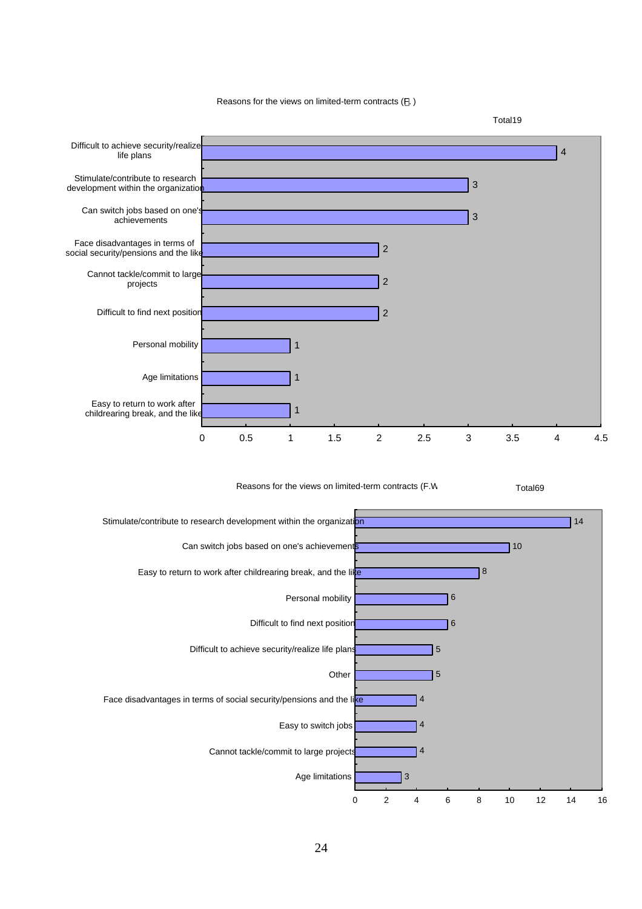Reasons for the views on limited-term contracts (F. )

Total19

| Reason | Count |
|---|---|
| Difficult to achieve security/realize life plans | 4 |
| Stimulate/contribute to research development within the organization | 3 |
| Can switch jobs based on one's achievements | 3 |
| Face disadvantages in terms of social security/pensions and the like | 2 |
| Cannot tackle/commit to large projects | 2 |
| Difficult to find next position | 2 |
| Personal mobility | 1 |
| Age limitations | 1 |
| Easy to return to work after childrearing break, and the like | 1 |

Reasons for the views on limited-term contracts (F.W

Total69

| Reason | Count |
|---|---|
| Stimulate/contribute to research development within the organization | 14 |
| Can switch jobs based on one's achievements | 10 |
| Easy to return to work after childrearing break, and the like | 8 |
| Personal mobility | 6 |
| Difficult to find next position | 6 |
| Difficult to achieve security/realize life plans | 5 |
| Other | 5 |
| Face disadvantages in terms of social security/pensions and the like | 4 |
| Easy to switch jobs | 4 |
| Cannot tackle/commit to large projects | 4 |
| Age limitations | 3 |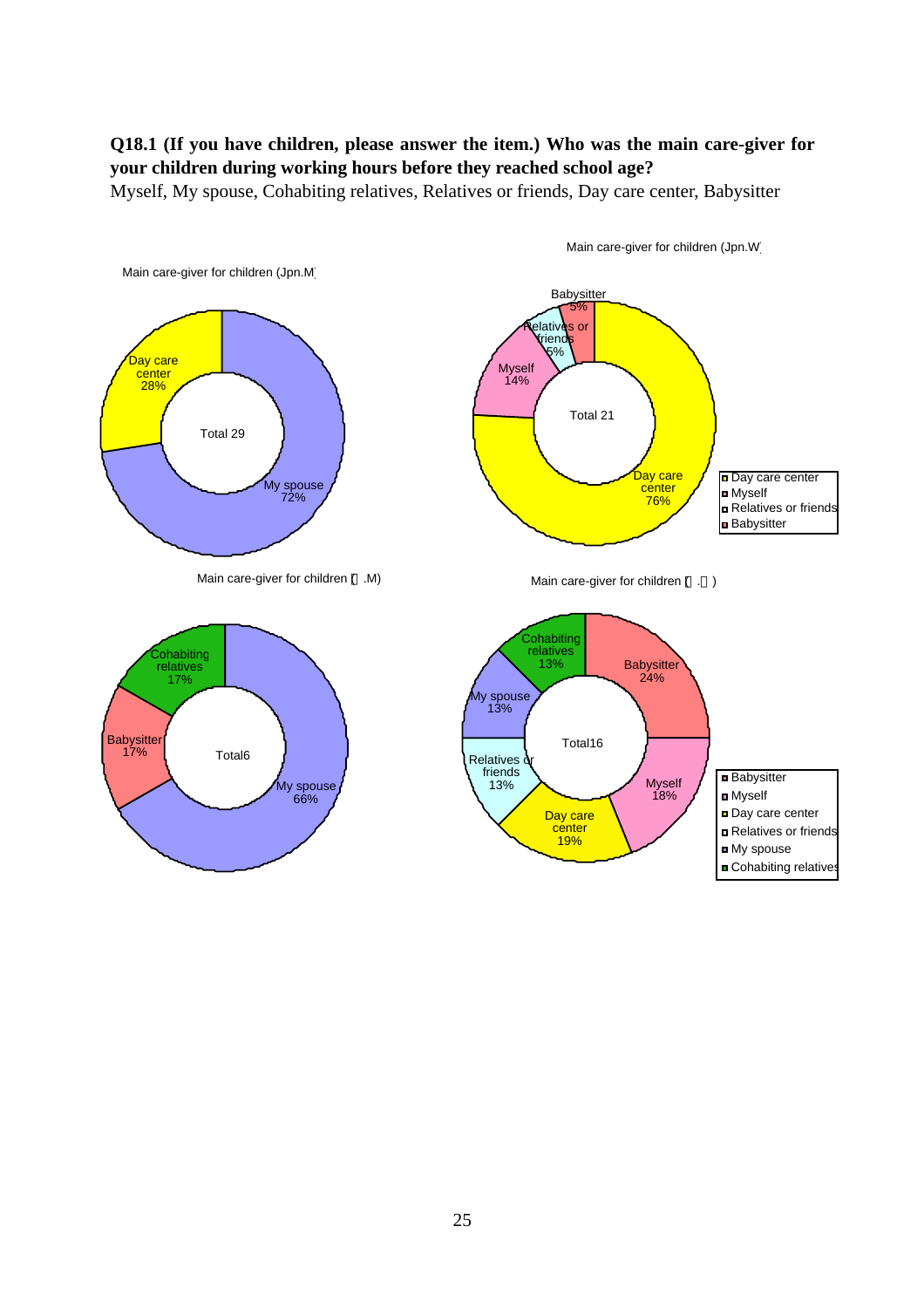**Q18.1 (If you have children, please answer the item.) Who was the main care-giver for your children during working hours before they reached school age?**
Myself, My spouse, Cohabiting relatives, Relatives or friends, Day care center, Babysitter

Main care-giver for children (Jpn.M)

| Care-giver | % |
|---|---|
| My spouse | 72% |
| Day care center | 28% |
| Total 29 | |

Main care-giver for children (Jpn.W)

| Care-giver | % |
|---|---|
| Day care center | 76% |
| Myself | 14% |
| Relatives or friends | 5% |
| Babysitter | 5% |
| Total 21 | |

Main care-giver for children (□.M)

| Care-giver | % |
|---|---|
| My spouse | 66% |
| Babysitter | 17% |
| Cohabiting relatives | 17% |
| Total6 | |

Main care-giver for children (□.□)

| Care-giver | % |
|---|---|
| Babysitter | 24% |
| Myself | 18% |
| Day care center | 19% |
| Relatives or friends | 13% |
| My spouse | 13% |
| Cohabiting relatives | 13% |
| Total16 | |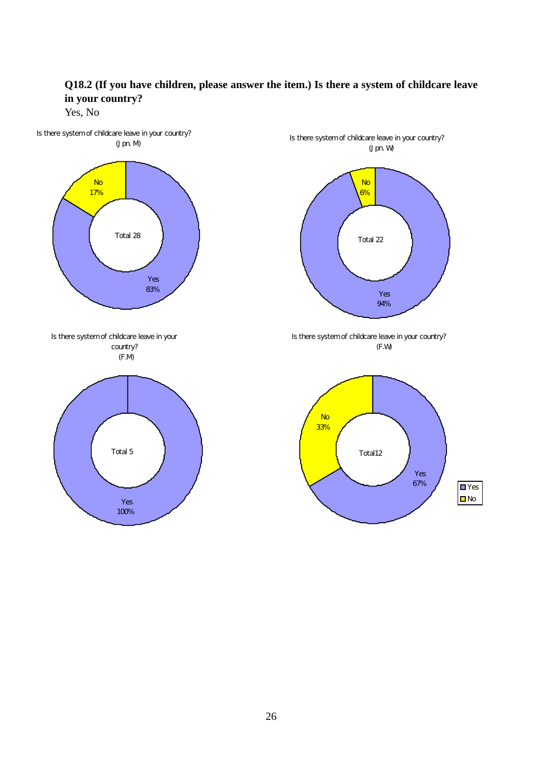**Q18.2 (If you have children, please answer the item.) Is there a system of childcare leave in your country?**

Yes, No

Is there system of childcare leave in your country?
(Jpn. M)

| Answer | % |
|---|---|
| Yes | 83% |
| No | 17% |
| Total | 28 |

Is there system of childcare leave in your country?
(Jpn. W)

| Answer | % |
|---|---|
| Yes | 94% |
| No | 6% |
| Total | 22 |

Is there system of childcare leave in your country?
(F.M)

| Answer | % |
|---|---|
| Yes | 100% |
| Total | 5 |

Is there system of childcare leave in your country?
(F.W)

| Answer | % |
|---|---|
| Yes | 67% |
| No | 33% |
| Total | 12 |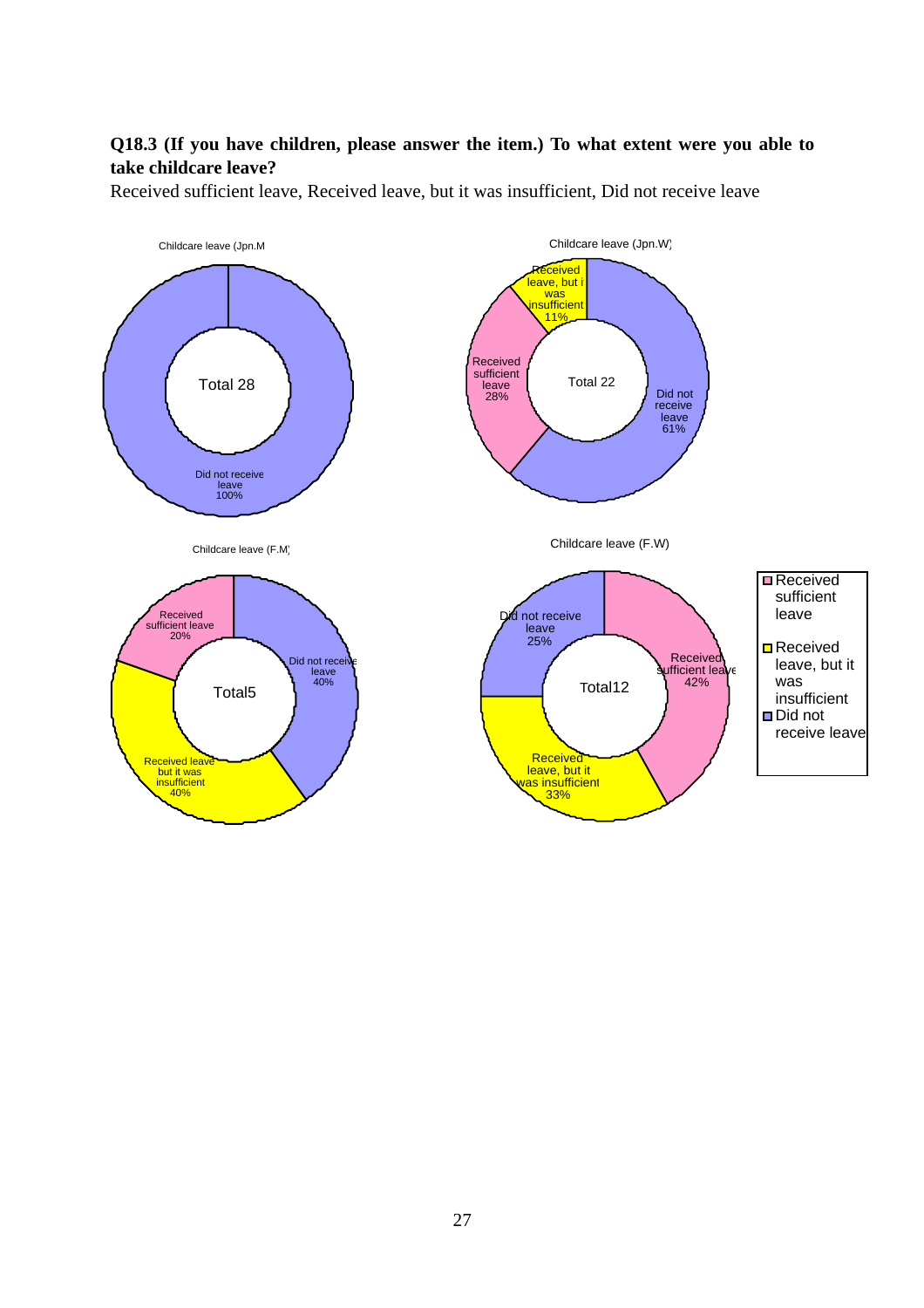**Q18.3 (If you have children, please answer the item.) To what extent were you able to take childcare leave?**

Received sufficient leave, Received leave, but it was insufficient, Did not receive leave

Childcare leave (Jpn.M)

Total 28

Did not receive leave 100%

Childcare leave (Jpn.W)

Total 22

Received leave, but it was insufficient 11%

Received sufficient leave 28%

Did not receive leave 61%

Childcare leave (F.M)

Total5

Received sufficient leave 20%

Did not receive leave 40%

Received leave but it was insufficient 40%

Childcare leave (F.W)

Total12

Did not receive leave 25%

Received sufficient leave 42%

Received leave, but it was insufficient 33%

- Received sufficient leave
- Received leave, but it was insufficient
- Did not receive leave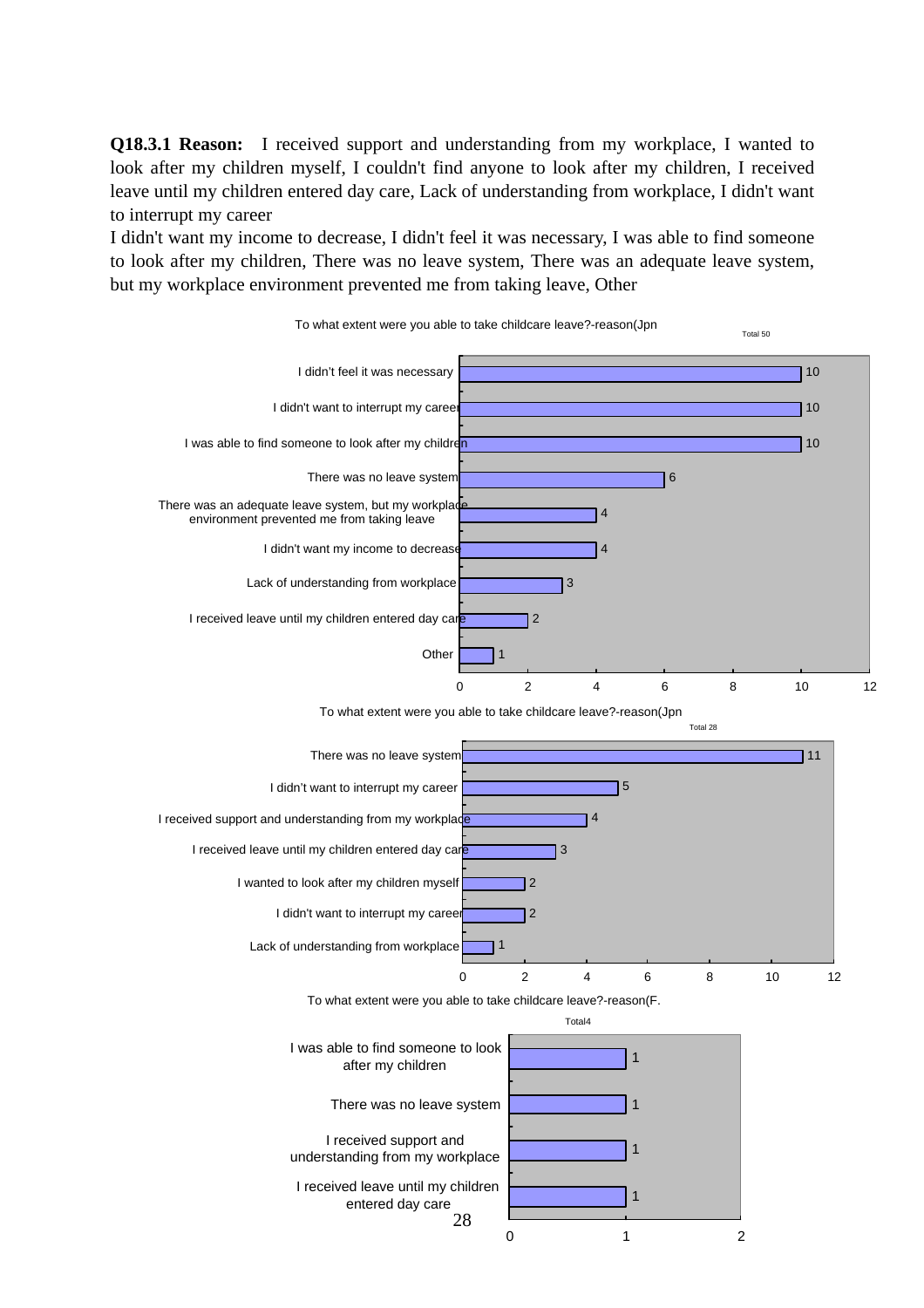**Q18.3.1 Reason:** I received support and understanding from my workplace, I wanted to look after my children myself, I couldn't find anyone to look after my children, I received leave until my children entered day care, Lack of understanding from workplace, I didn't want to interrupt my career

I didn't want my income to decrease, I didn't feel it was necessary, I was able to find someone to look after my children, There was no leave system, There was an adequate leave system, but my workplace environment prevented me from taking leave, Other

To what extent were you able to take childcare leave?-reason(Jpn

Total 50

| Reason | Count |
|---|---|
| I didn't feel it was necessary | 10 |
| I didn't want to interrupt my career | 10 |
| I was able to find someone to look after my children | 10 |
| There was no leave system | 6 |
| There was an adequate leave system, but my workplace environment prevented me from taking leave | 4 |
| I didn't want my income to decrease | 4 |
| Lack of understanding from workplace | 3 |
| I received leave until my children entered day care | 2 |
| Other | 1 |

To what extent were you able to take childcare leave?-reason(Jpn

Total 28

| Reason | Count |
|---|---|
| There was no leave system | 11 |
| I didn't want to interrupt my career | 5 |
| I received support and understanding from my workplace | 4 |
| I received leave until my children entered day care | 3 |
| I wanted to look after my children myself | 2 |
| I didn't want to interrupt my career | 2 |
| Lack of understanding from workplace | 1 |

To what extent were you able to take childcare leave?-reason(F.

Total4

| Reason | Count |
|---|---|
| I was able to find someone to look after my children | 1 |
| There was no leave system | 1 |
| I received support and understanding from my workplace | 1 |
| I received leave until my children entered day care | 1 |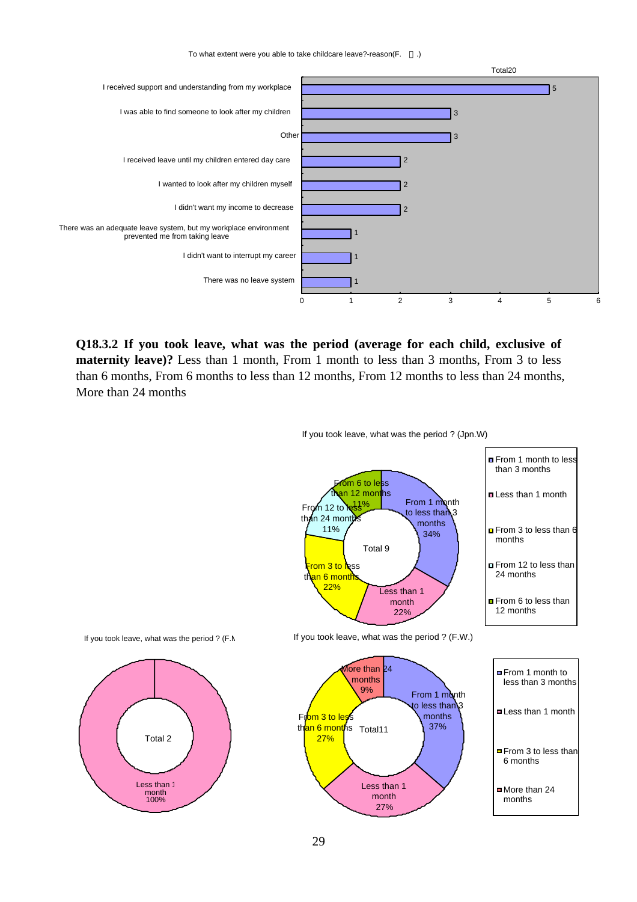To what extent were you able to take childcare leave?-reason(F. ).

Total20

| Reason | Count |
|---|---|
| I received support and understanding from my workplace | 5 |
| I was able to find someone to look after my children | 3 |
| Other | 3 |
| I received leave until my children entered day care | 2 |
| I wanted to look after my children myself | 2 |
| I didn't want my income to decrease | 2 |
| There was an adequate leave system, but my workplace environment prevented me from taking leave | 1 |
| I didn't want to interrupt my career | 1 |
| There was no leave system | 1 |

**Q18.3.2 If you took leave, what was the period (average for each child, exclusive of maternity leave)?** Less than 1 month, From 1 month to less than 3 months, From 3 to less than 6 months, From 6 months to less than 12 months, From 12 months to less than 24 months, More than 24 months

If you took leave, what was the period ? (Jpn.W)

Total 9

| Period | % |
|---|---|
| From 1 month to less than 3 months | 34% |
| Less than 1 month | 22% |
| From 3 to less than 6 months | 22% |
| From 12 to less than 24 months | 11% |
| From 6 to less than 12 months | 11% |

If you took leave, what was the period ? (F.M

Total 2

| Period | % |
|---|---|
| Less than 1 month | 100% |

If you took leave, what was the period ? (F.W.)

Total11

| Period | % |
|---|---|
| From 1 month to less than 3 months | 37% |
| Less than 1 month | 27% |
| From 3 to less than 6 months | 27% |
| More than 24 months | 9% |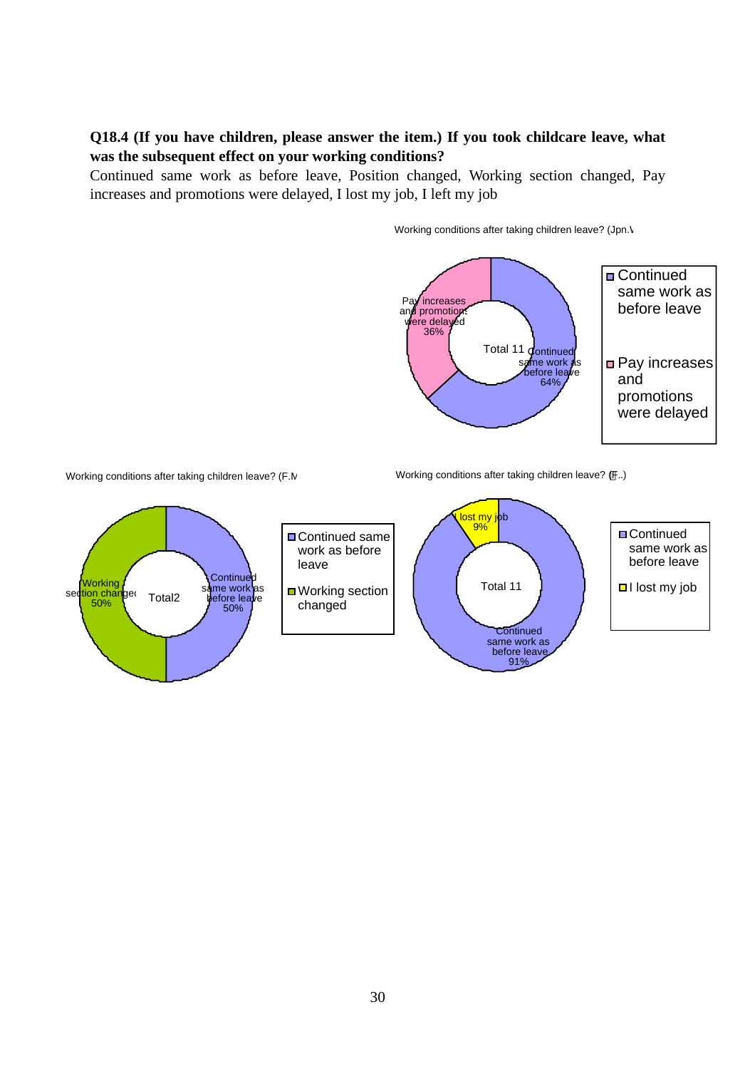**Q18.4 (If you have children, please answer the item.) If you took childcare leave, what was the subsequent effect on your working conditions?**

Continued same work as before leave, Position changed, Working section changed, Pay increases and promotions were delayed, I lost my job, I left my job

Working conditions after taking children leave? (Jpn.\

Total 11

- Continued same work as before leave 64%
- Pay increases and promotions were delayed 36%

Working conditions after taking children leave? (F.M

Total2

- Continued same work as before leave 50%
- Working section changed 50%

Working conditions after taking children leave? (F..)

Total 11

- Continued same work as before leave 91%
- I lost my job 9%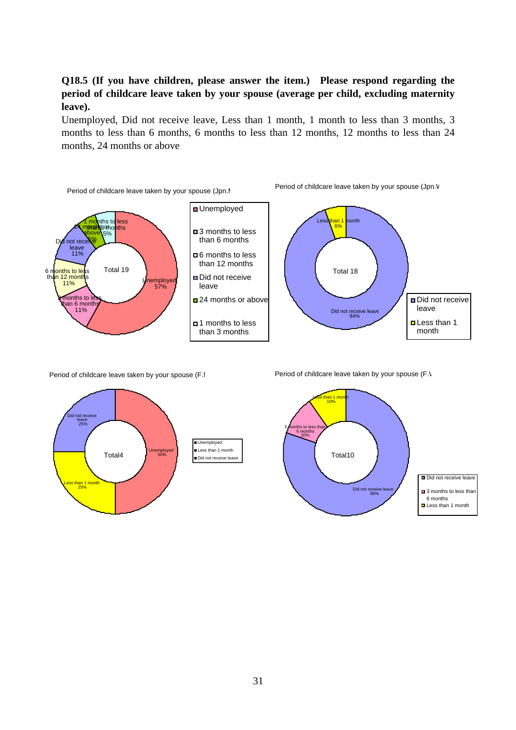**Q18.5 (If you have children, please answer the item.) Please respond regarding the period of childcare leave taken by your spouse (average per child, excluding maternity leave).**

Unemployed, Did not receive leave, Less than 1 month, 1 month to less than 3 months, 3 months to less than 6 months, 6 months to less than 12 months, 12 months to less than 24 months, 24 months or above

Period of childcare leave taken by your spouse (Jpn.M

Total 19

- Unemployed 57%
- 3 months to less than 6 months 11%
- 6 months to less than 12 months 11%
- Did not receive leave 11%
- 24 months or above 5%
- 1 months to less than 3 months 5%

Period of childcare leave taken by your spouse (Jpn.W

Total 18

- Did not receive leave 94%
- Less than 1 month 6%

Period of childcare leave taken by your spouse (F.M

Total4

- Unemployed 50%
- Less than 1 month 25%
- Did not receive leave 25%

Period of childcare leave taken by your spouse (F.W

Total10

- Did not receive leave 80%
- 3 months to less than 6 months 10%
- Less than 1 month 10%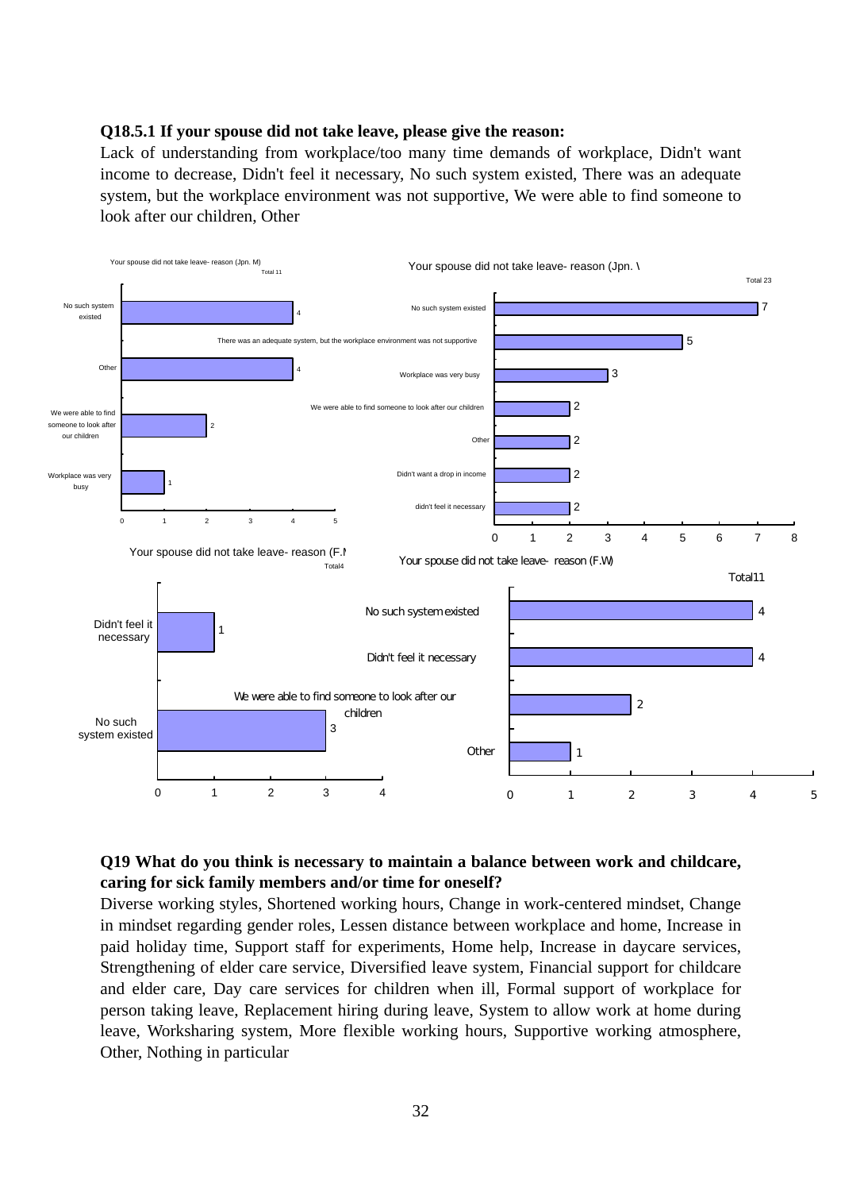**Q18.5.1 If your spouse did not take leave, please give the reason:**

Lack of understanding from workplace/too many time demands of workplace, Didn't want income to decrease, Didn't feel it necessary, No such system existed, There was an adequate system, but the workplace environment was not supportive, We were able to find someone to look after our children, Other

Your spouse did not take leave- reason (Jpn. M) Total 11

| Reason | Count |
|---|---|
| No such system existed | 4 |
| Other | 4 |
| We were able to find someone to look after our children | 2 |
| Workplace was very busy | 1 |

Your spouse did not take leave- reason (Jpn. W) Total 23

| Reason | Count |
|---|---|
| No such system existed | 7 |
| There was an adequate system, but the workplace environment was not supportive | 5 |
| Workplace was very busy | 3 |
| We were able to find someone to look after our children | 2 |
| Other | 2 |
| Didn't want a drop in income | 2 |
| didn't feel it necessary | 2 |

Your spouse did not take leave- reason (F.M) Total4

| Reason | Count |
|---|---|
| Didn't feel it necessary | 1 |
| No such system existed | 3 |

Your spouse did not take leave- reason (F.W) Total11

| Reason | Count |
|---|---|
| No such system existed | 4 |
| Didn't feel it necessary | 4 |
| We were able to find someone to look after our children | 2 |
| Other | 1 |

**Q19 What do you think is necessary to maintain a balance between work and childcare, caring for sick family members and/or time for oneself?**

Diverse working styles, Shortened working hours, Change in work-centered mindset, Change in mindset regarding gender roles, Lessen distance between workplace and home, Increase in paid holiday time, Support staff for experiments, Home help, Increase in daycare services, Strengthening of elder care service, Diversified leave system, Financial support for childcare and elder care, Day care services for children when ill, Formal support of workplace for person taking leave, Replacement hiring during leave, System to allow work at home during leave, Worksharing system, More flexible working hours, Supportive working atmosphere, Other, Nothing in particular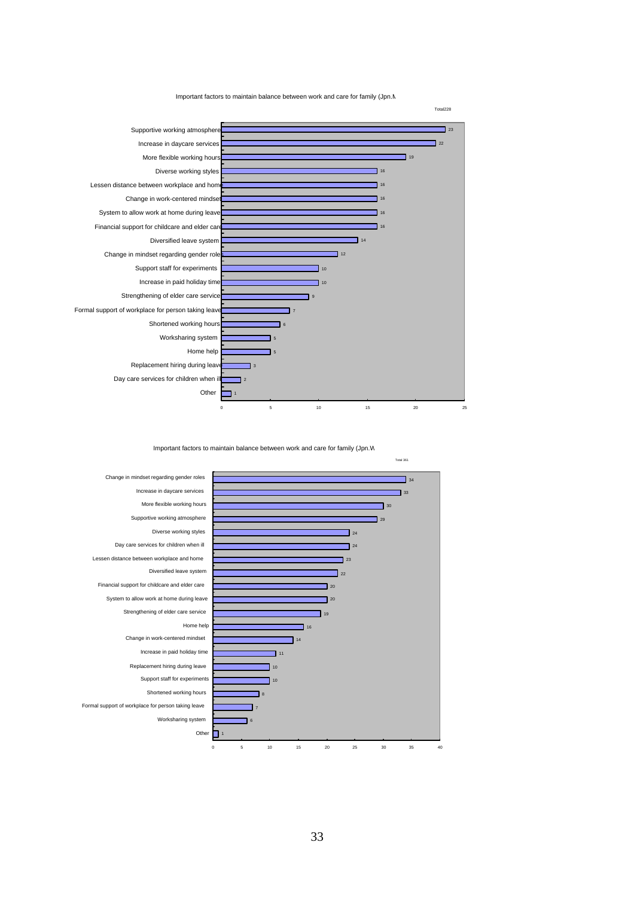Important factors to maintain balance between work and care for family (Jpn.M

Total228

| Factor | Value |
|---|---|
| Supportive working atmosphere | 23 |
| Increase in daycare services | 22 |
| More flexible working hours | 19 |
| Diverse working styles | 16 |
| Lessen distance between workplace and home | 16 |
| Change in work-centered mindset | 16 |
| System to allow work at home during leave | 16 |
| Financial support for childcare and elder care | 16 |
| Diversified leave system | 14 |
| Change in mindset regarding gender roles | 12 |
| Support staff for experiments | 10 |
| Increase in paid holiday time | 10 |
| Strengthening of elder care service | 9 |
| Formal support of workplace for person taking leave | 7 |
| Shortened working hours | 6 |
| Worksharing system | 5 |
| Home help | 5 |
| Replacement hiring during leave | 3 |
| Day care services for children when ill | 2 |
| Other | 1 |

Important factors to maintain balance between work and care for family (Jpn.W

Total 361

| Factor | Value |
|---|---|
| Change in mindset regarding gender roles | 34 |
| Increase in daycare services | 33 |
| More flexible working hours | 30 |
| Supportive working atmosphere | 29 |
| Diverse working styles | 24 |
| Day care services for children when ill | 24 |
| Lessen distance between workplace and home | 23 |
| Diversified leave system | 22 |
| Financial support for childcare and elder care | 20 |
| System to allow work at home during leave | 20 |
| Strengthening of elder care service | 19 |
| Home help | 16 |
| Change in work-centered mindset | 14 |
| Increase in paid holiday time | 11 |
| Replacement hiring during leave | 10 |
| Support staff for experiments | 10 |
| Shortened working hours | 8 |
| Formal support of workplace for person taking leave | 7 |
| Worksharing system | 6 |
| Other | 1 |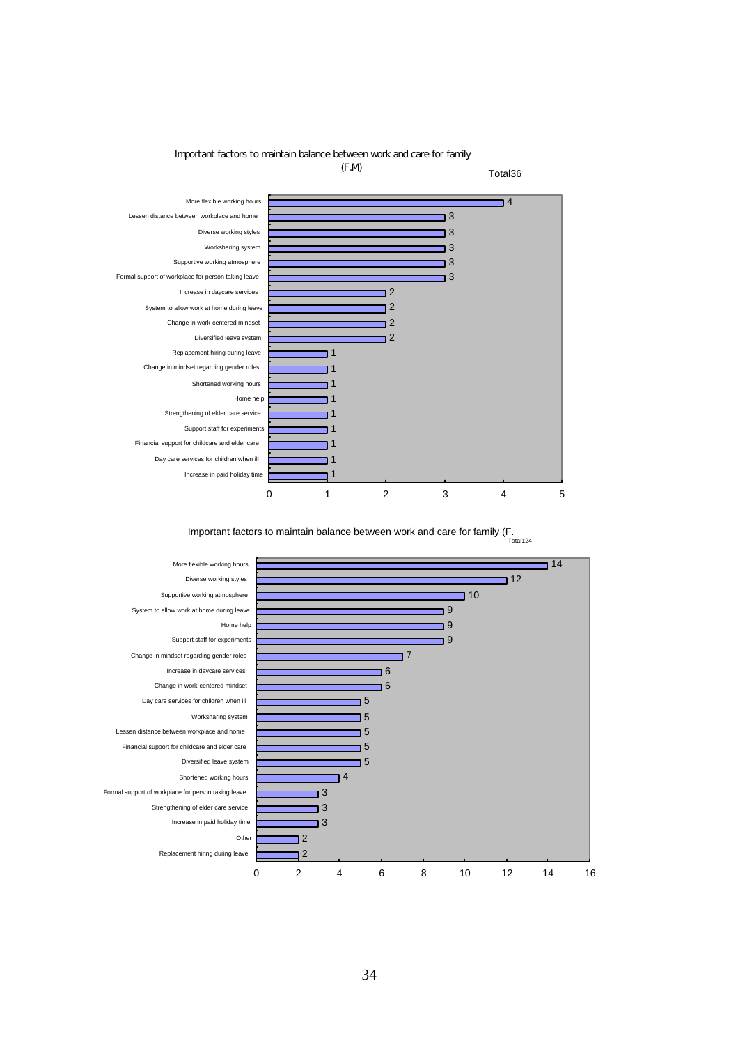## Important factors to maintain balance between work and care for family (F.M)

Total36

| Factor | Count |
|---|---|
| More flexible working hours | 4 |
| Lessen distance between workplace and home | 3 |
| Diverse working styles | 3 |
| Worksharing system | 3 |
| Supportive working atmosphere | 3 |
| Formal support of workplace for person taking leave | 3 |
| Increase in daycare services | 2 |
| System to allow work at home during leave | 2 |
| Change in work-centered mindset | 2 |
| Diversified leave system | 2 |
| Replacement hiring during leave | 1 |
| Change in mindset regarding gender roles | 1 |
| Shortened working hours | 1 |
| Home help | 1 |
| Strengthening of elder care service | 1 |
| Support staff for experiments | 1 |
| Financial support for childcare and elder care | 1 |
| Day care services for children when ill | 1 |
| Increase in paid holiday time | 1 |

## Important factors to maintain balance between work and care for family (F.

Total124

| Factor | Count |
|---|---|
| More flexible working hours | 14 |
| Diverse working styles | 12 |
| Supportive working atmosphere | 10 |
| System to allow work at home during leave | 9 |
| Home help | 9 |
| Support staff for experiments | 9 |
| Change in mindset regarding gender roles | 7 |
| Increase in daycare services | 6 |
| Change in work-centered mindset | 6 |
| Day care services for children when ill | 5 |
| Worksharing system | 5 |
| Lessen distance between workplace and home | 5 |
| Financial support for childcare and elder care | 5 |
| Diversified leave system | 5 |
| Shortened working hours | 4 |
| Formal support of workplace for person taking leave | 3 |
| Strengthening of elder care service | 3 |
| Increase in paid holiday time | 3 |
| Other | 2 |
| Replacement hiring during leave | 2 |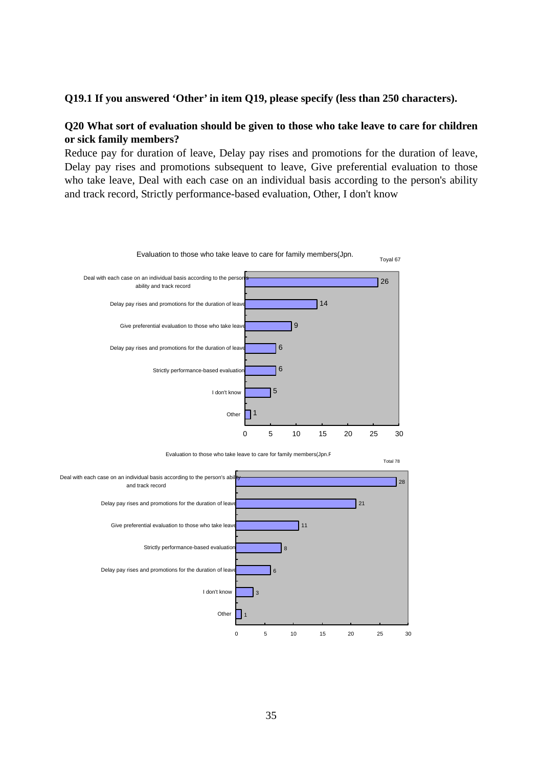**Q19.1 If you answered 'Other' in item Q19, please specify (less than 250 characters).**

**Q20 What sort of evaluation should be given to those who take leave to care for children or sick family members?**

Reduce pay for duration of leave, Delay pay rises and promotions for the duration of leave, Delay pay rises and promotions subsequent to leave, Give preferential evaluation to those who take leave, Deal with each case on an individual basis according to the person's ability and track record, Strictly performance-based evaluation, Other, I don't know

Evaluation to those who take leave to care for family members(Jpn.

Toyal 67

| Response | Count |
|---|---|
| Deal with each case on an individual basis according to the person's ability and track record | 26 |
| Delay pay rises and promotions for the duration of leave | 14 |
| Give preferential evaluation to those who take leave | 9 |
| Delay pay rises and promotions for the duration of leave | 6 |
| Strictly performance-based evaluation | 6 |
| I don't know | 5 |
| Other | 1 |

Evaluation to those who take leave to care for family members(Jpn.F

Total 78

| Response | Count |
|---|---|
| Deal with each case on an individual basis according to the person's ability and track record | 28 |
| Delay pay rises and promotions for the duration of leave | 21 |
| Give preferential evaluation to those who take leave | 11 |
| Strictly performance-based evaluation | 8 |
| Delay pay rises and promotions for the duration of leave | 6 |
| I don't know | 3 |
| Other | 1 |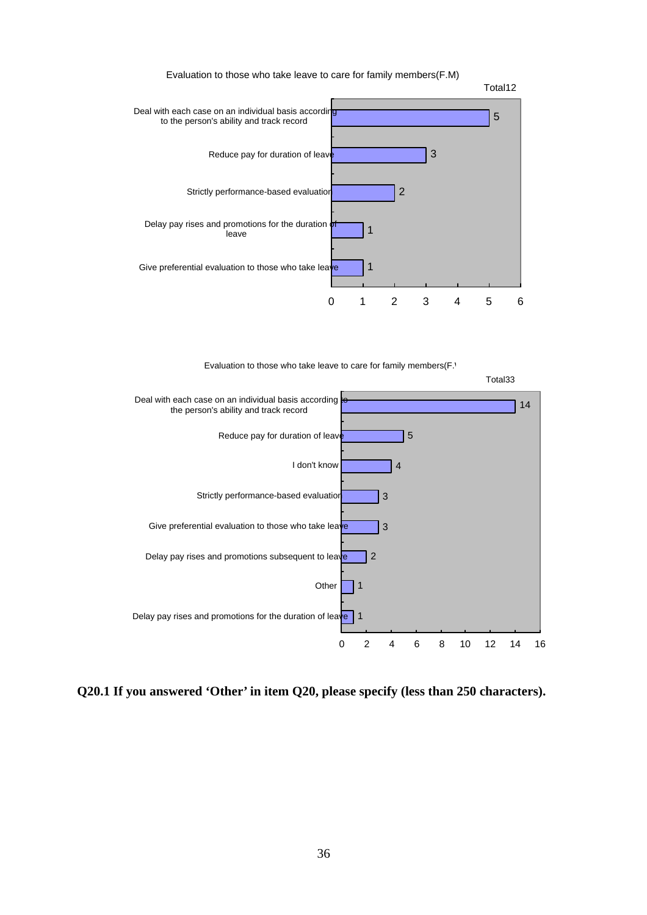Evaluation to those who take leave to care for family members(F.M)

Total12

| Response | Count |
|---|---|
| Deal with each case on an individual basis according to the person's ability and track record | 5 |
| Reduce pay for duration of leave | 3 |
| Strictly performance-based evaluation | 2 |
| Delay pay rises and promotions for the duration of leave | 1 |
| Give preferential evaluation to those who take leave | 1 |

Evaluation to those who take leave to care for family members(F.W)

Total33

| Response | Count |
|---|---|
| Deal with each case on an individual basis according to the person's ability and track record | 14 |
| Reduce pay for duration of leave | 5 |
| I don't know | 4 |
| Strictly performance-based evaluation | 3 |
| Give preferential evaluation to those who take leave | 3 |
| Delay pay rises and promotions subsequent to leave | 2 |
| Other | 1 |
| Delay pay rises and promotions for the duration of leave | 1 |

**Q20.1 If you answered 'Other' in item Q20, please specify (less than 250 characters).**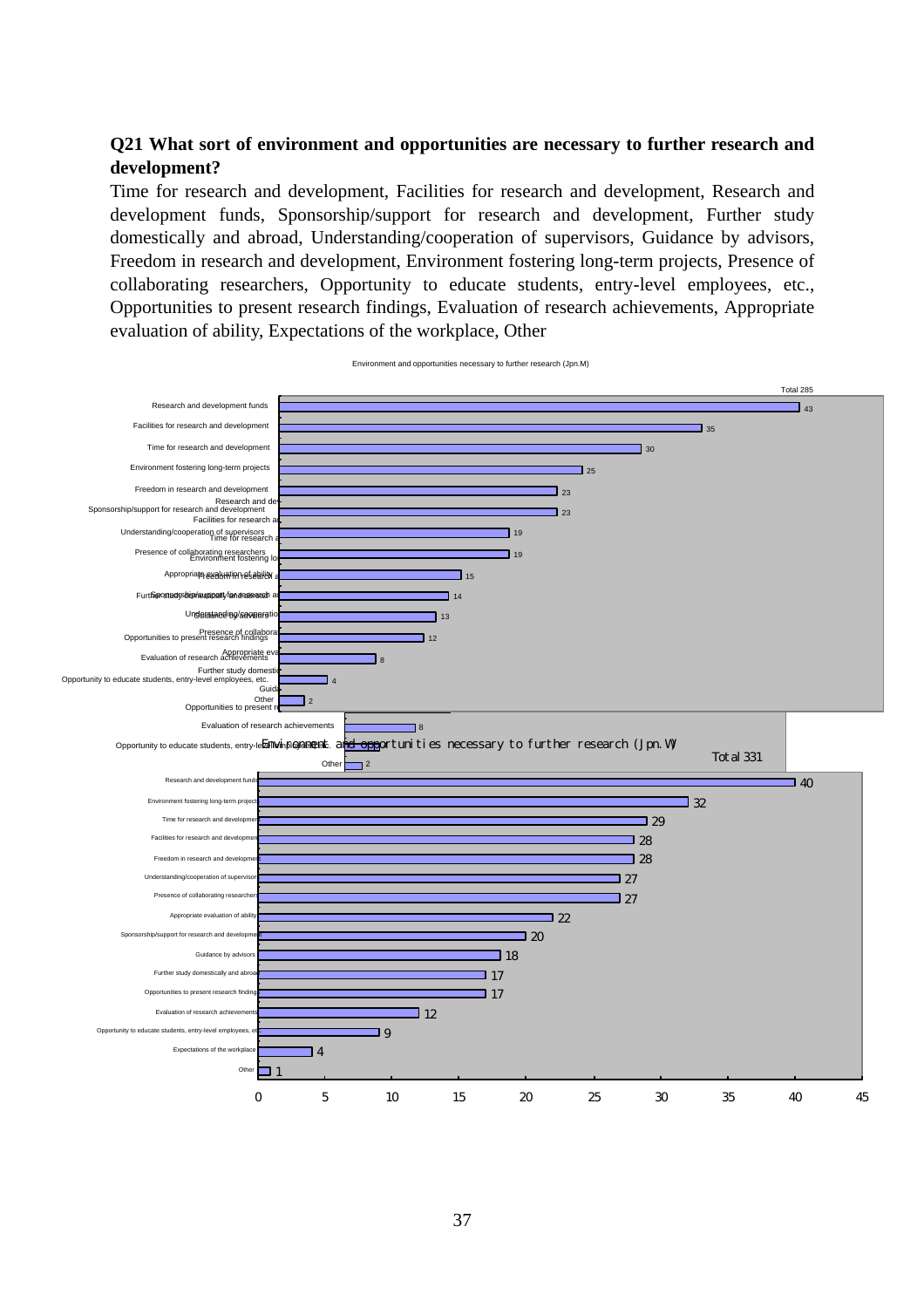**Q21 What sort of environment and opportunities are necessary to further research and development?**

Time for research and development, Facilities for research and development, Research and development funds, Sponsorship/support for research and development, Further study domestically and abroad, Understanding/cooperation of supervisors, Guidance by advisors, Freedom in research and development, Environment fostering long-term projects, Presence of collaborating researchers, Opportunity to educate students, entry-level employees, etc., Opportunities to present research findings, Evaluation of research achievements, Appropriate evaluation of ability, Expectations of the workplace, Other

Environment and opportunities necessary to further research (Jpn.M)

Total 285

| Item | Count |
|---|---|
| Research and development funds | 43 |
| Facilities for research and development | 35 |
| Time for research and development | 30 |
| Environment fostering long-term projects | 25 |
| Freedom in research and development | 23 |
| Sponsorship/support for research and development | 23 |
| Understanding/cooperation of supervisors | 19 |
| Presence of collaborating researchers | 19 |
| Appropriate evaluation of ability | 15 |
| Further study domestically and abroad | 14 |
| Guidance by advisors | 13 |
| Opportunities to present research findings | 12 |
| Evaluation of research achievements | 8 |
| Opportunity to educate students, entry-level employees, etc. | 4 |
| Other | 2 |

Environment and opportunities necessary to further research (Jpn.W)

Total 331

| Item | Count |
|---|---|
| Research and development funds | 40 |
| Environment fostering long-term projects | 32 |
| Time for research and development | 29 |
| Facilities for research and development | 28 |
| Freedom in research and development | 28 |
| Understanding/cooperation of supervisors | 27 |
| Presence of collaborating researchers | 27 |
| Appropriate evaluation of ability | 22 |
| Sponsorship/support for research and development | 20 |
| Guidance by advisors | 18 |
| Further study domestically and abroad | 17 |
| Opportunities to present research findings | 17 |
| Evaluation of research achievements | 12 |
| Opportunity to educate students, entry-level employees, etc. | 9 |
| Expectations of the workplace | 4 |
| Other | 1 |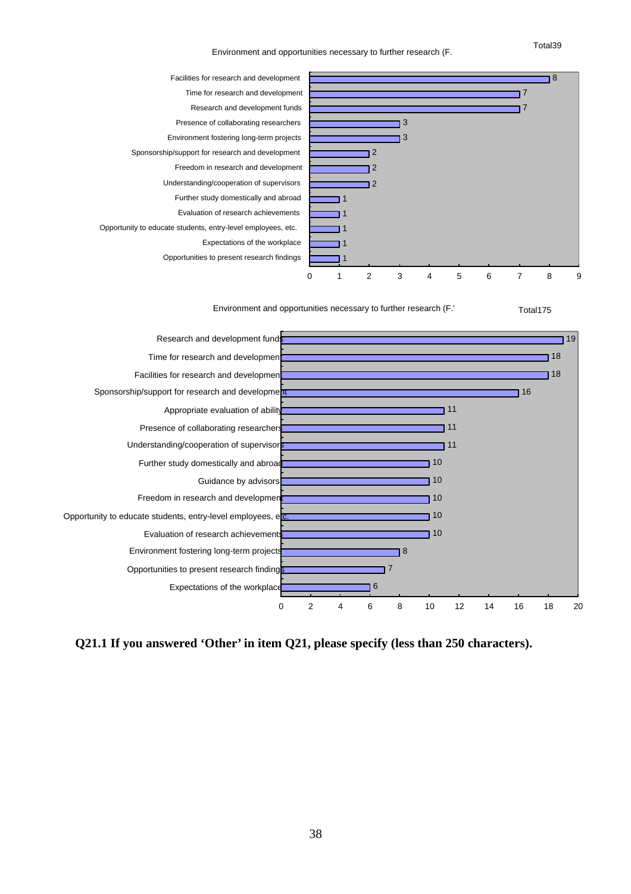Environment and opportunities necessary to further research (F.

Total39

| Item | Count |
|---|---|
| Facilities for research and development | 8 |
| Time for research and development | 7 |
| Research and development funds | 7 |
| Presence of collaborating researchers | 3 |
| Environment fostering long-term projects | 3 |
| Sponsorship/support for research and development | 2 |
| Freedom in research and development | 2 |
| Understanding/cooperation of supervisors | 2 |
| Further study domestically and abroad | 1 |
| Evaluation of research achievements | 1 |
| Opportunity to educate students, entry-level employees, etc. | 1 |
| Expectations of the workplace | 1 |
| Opportunities to present research findings | 1 |

Environment and opportunities necessary to further research (F.'

Total175

| Item | Count |
|---|---|
| Research and development funds | 19 |
| Time for research and development | 18 |
| Facilities for research and development | 18 |
| Sponsorship/support for research and development | 16 |
| Appropriate evaluation of ability | 11 |
| Presence of collaborating researchers | 11 |
| Understanding/cooperation of supervisors | 11 |
| Further study domestically and abroad | 10 |
| Guidance by advisors | 10 |
| Freedom in research and development | 10 |
| Opportunity to educate students, entry-level employees, etc. | 10 |
| Evaluation of research achievements | 10 |
| Environment fostering long-term projects | 8 |
| Opportunities to present research findings | 7 |
| Expectations of the workplace | 6 |

**Q21.1 If you answered 'Other' in item Q21, please specify (less than 250 characters).**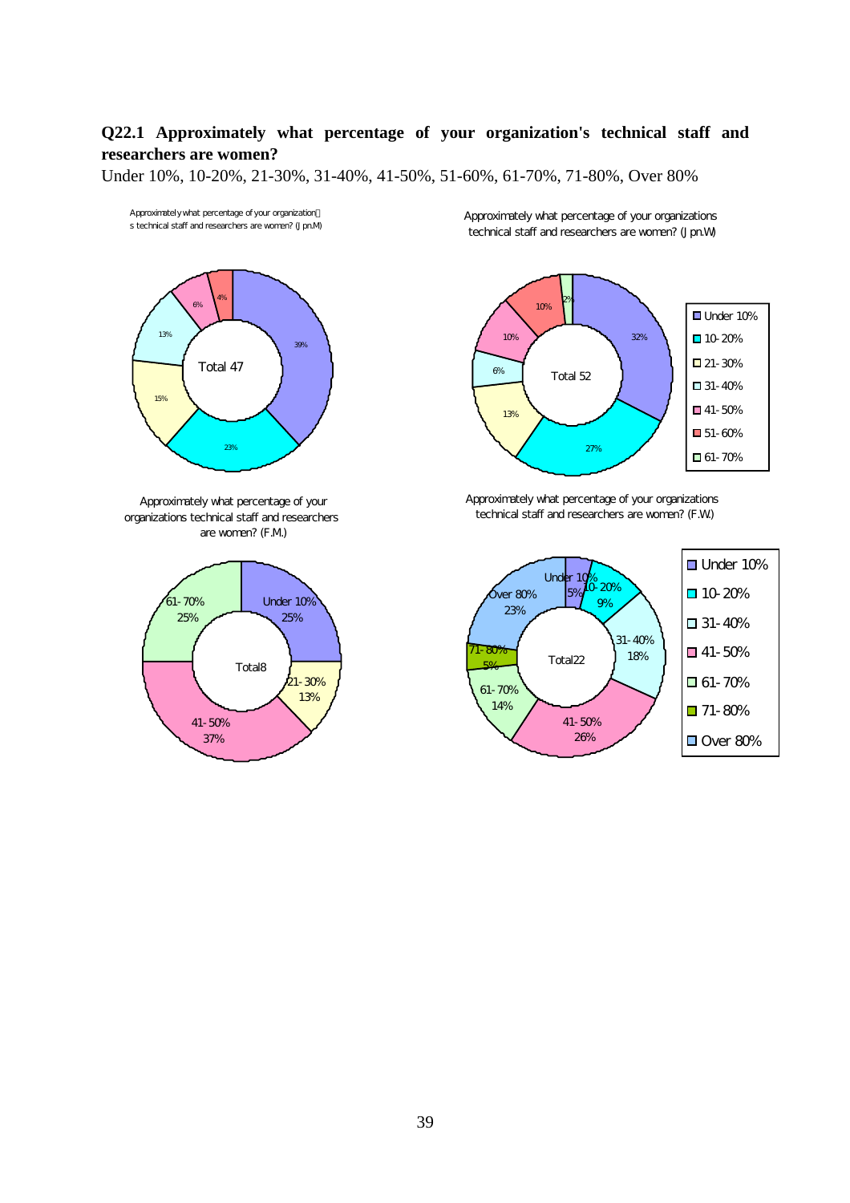## Q22.1 Approximately what percentage of your organization's technical staff and researchers are women?

Under 10%, 10-20%, 21-30%, 31-40%, 41-50%, 51-60%, 61-70%, 71-80%, Over 80%

Approximately what percentage of your organizations technical staff and researchers are women? (Jpn.M)

| Category | Percentage |
| --- | --- |
| Under 10% | 39% |
| 10-20% | 23% |
| 21-30% | 15% |
| 31-40% | 13% |
| 41-50% | 6% |
| 51-60% | 4% |

Total 47

Approximately what percentage of your organizations technical staff and researchers are women? (Jpn.W)

| Category | Percentage |
| --- | --- |
| Under 10% | 32% |
| 10-20% | 27% |
| 21-30% | 13% |
| 31-40% | 6% |
| 41-50% | 10% |
| 51-60% | 10% |
| 61-70% | 2% |

Total 52

Approximately what percentage of your organizations technical staff and researchers are women? (F.M.)

| Category | Percentage |
| --- | --- |
| Under 10% | 25% |
| 21-30% | 13% |
| 41-50% | 37% |
| 61-70% | 25% |

Total8

Approximately what percentage of your organizations technical staff and researchers are women? (F.W.)

| Category | Percentage |
| --- | --- |
| Under 10% | 5% |
| 10-20% | 9% |
| 31-40% | 18% |
| 41-50% | 26% |
| 61-70% | 14% |
| 71-80% | 5% |
| Over 80% | 23% |

Total22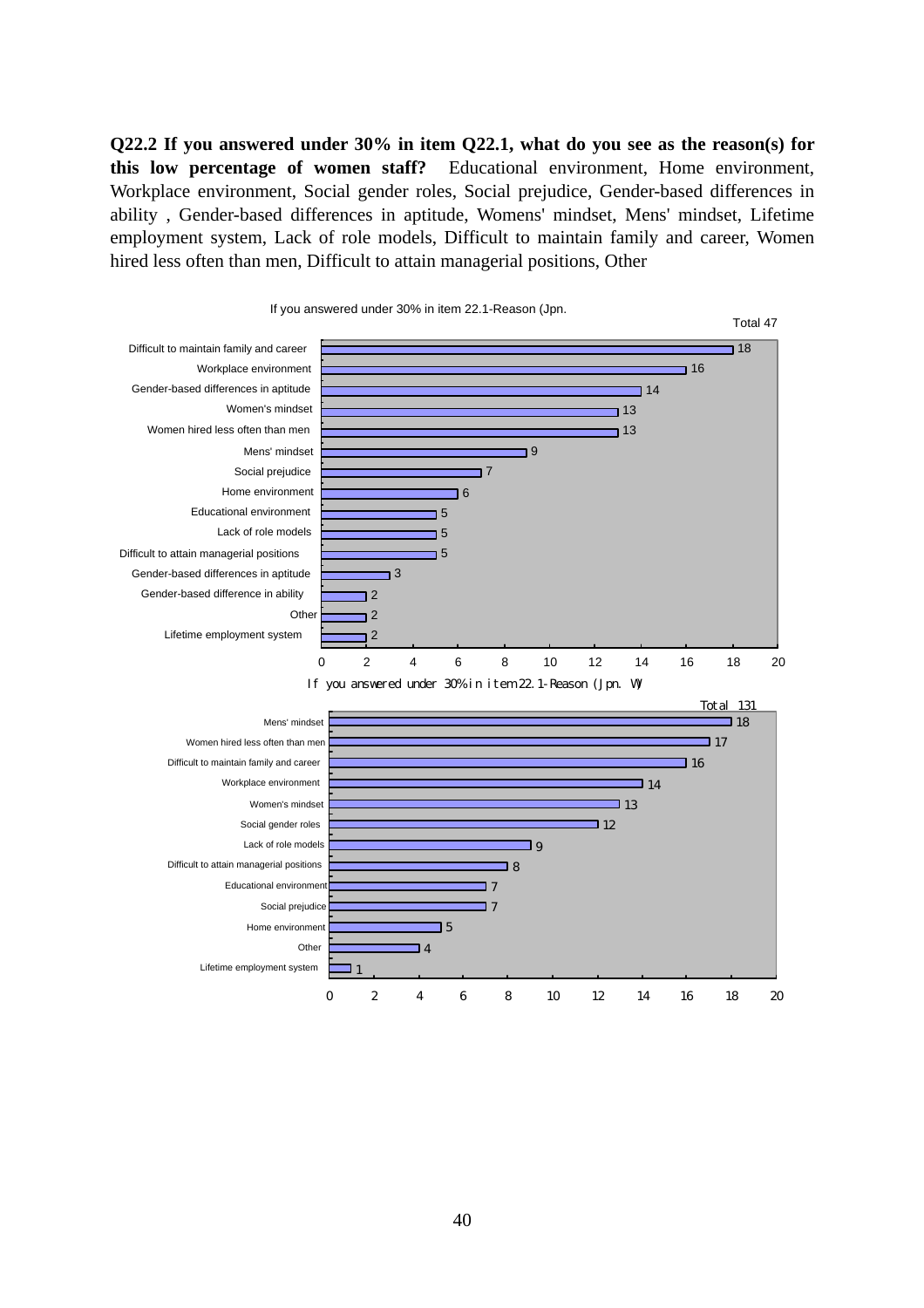**Q22.2 If you answered under 30% in item Q22.1, what do you see as the reason(s) for this low percentage of women staff?** Educational environment, Home environment, Workplace environment, Social gender roles, Social prejudice, Gender-based differences in ability , Gender-based differences in aptitude, Womens' mindset, Mens' mindset, Lifetime employment system, Lack of role models, Difficult to maintain family and career, Women hired less often than men, Difficult to attain managerial positions, Other

If you answered under 30% in item 22.1-Reason (Jpn.

Total 47

| Reason | Count |
|---|---|
| Difficult to maintain family and career | 18 |
| Workplace environment | 16 |
| Gender-based differences in aptitude | 14 |
| Women's mindset | 13 |
| Women hired less often than men | 13 |
| Mens' mindset | 9 |
| Social prejudice | 7 |
| Home environment | 6 |
| Educational environment | 5 |
| Lack of role models | 5 |
| Difficult to attain managerial positions | 5 |
| Gender-based differences in aptitude | 3 |
| Gender-based difference in ability | 2 |
| Other | 2 |
| Lifetime employment system | 2 |

If you answered under 30% in item 22.1-Reason (Jpn. W)

Total 131

| Reason | Count |
|---|---|
| Mens' mindset | 18 |
| Women hired less often than men | 17 |
| Difficult to maintain family and career | 16 |
| Workplace environment | 14 |
| Women's mindset | 13 |
| Social gender roles | 12 |
| Lack of role models | 9 |
| Difficult to attain managerial positions | 8 |
| Educational environment | 7 |
| Social prejudice | 7 |
| Home environment | 5 |
| Other | 4 |
| Lifetime employment system | 1 |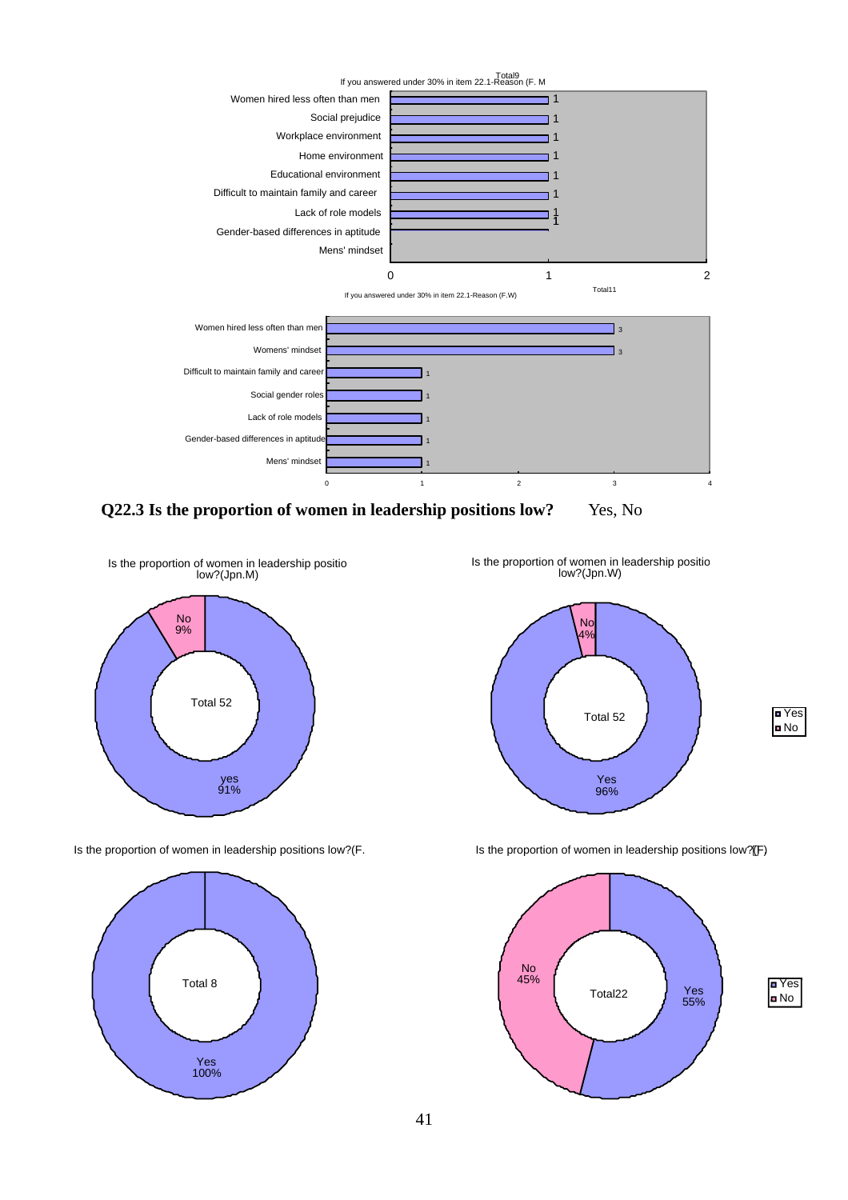Total9

If you answered under 30% in item 22.1-Reason (F. M

| Reason | Count |
|---|---|
| Women hired less often than men | 1 |
| Social prejudice | 1 |
| Workplace environment | 1 |
| Home environment | 1 |
| Educational environment | 1 |
| Difficult to maintain family and career | 1 |
| Lack of role models | 1 |
| Gender-based differences in aptitude | 1 |
| Mens' mindset | |

Total11

If you answered under 30% in item 22.1-Reason (F.W)

| Reason | Count |
|---|---|
| Women hired less often than men | 3 |
| Womens' mindset | 3 |
| Difficult to maintain family and career | 1 |
| Social gender roles | 1 |
| Lack of role models | 1 |
| Gender-based differences in aptitude | 1 |
| Mens' mindset | 1 |

**Q22.3 Is the proportion of women in leadership positions low?** Yes, No

Is the proportion of women in leadership positio low?(Jpn.M)

Total 52 — yes 91%, No 9%

Is the proportion of women in leadership positio low?(Jpn.W)

Total 52 — Yes 96%, No 4%

Is the proportion of women in leadership positions low?(F.

Total 8 — Yes 100%

Is the proportion of women in leadership positions low?(F)

Total22 — Yes 55%, No 45%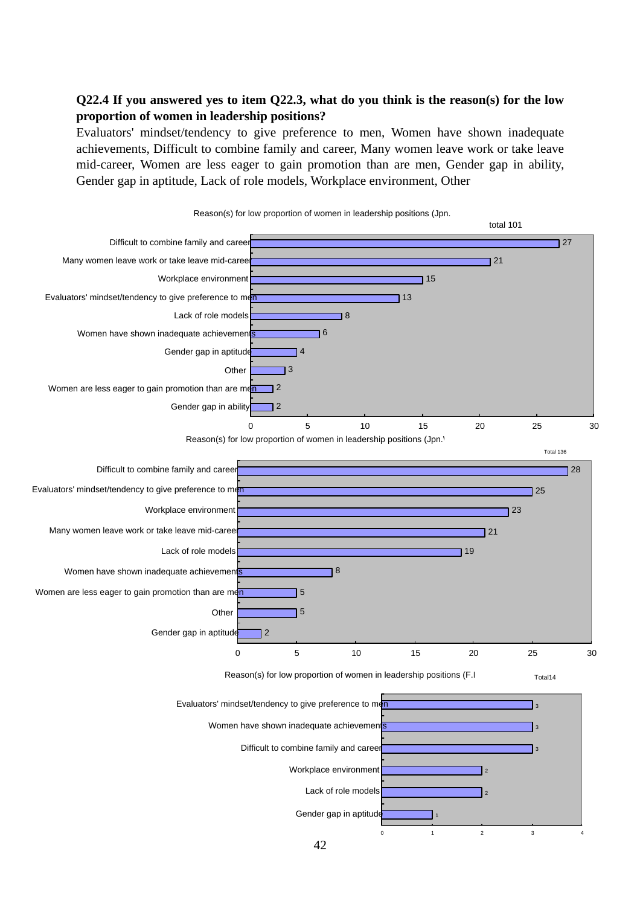**Q22.4 If you answered yes to item Q22.3, what do you think is the reason(s) for the low proportion of women in leadership positions?**

Evaluators' mindset/tendency to give preference to men, Women have shown inadequate achievements, Difficult to combine family and career, Many women leave work or take leave mid-career, Women are less eager to gain promotion than are men, Gender gap in ability, Gender gap in aptitude, Lack of role models, Workplace environment, Other

Reason(s) for low proportion of women in leadership positions (Jpn.

total 101

| Reason | Count |
|---|---|
| Difficult to combine family and career | 27 |
| Many women leave work or take leave mid-career | 21 |
| Workplace environment | 15 |
| Evaluators' mindset/tendency to give preference to men | 13 |
| Lack of role models | 8 |
| Women have shown inadequate achievements | 6 |
| Gender gap in aptitude | 4 |
| Other | 3 |
| Women are less eager to gain promotion than are men | 2 |
| Gender gap in ability | 2 |

Reason(s) for low proportion of women in leadership positions (Jpn.\

Total 136

| Reason | Count |
|---|---|
| Difficult to combine family and career | 28 |
| Evaluators' mindset/tendency to give preference to men | 25 |
| Workplace environment | 23 |
| Many women leave work or take leave mid-career | 21 |
| Lack of role models | 19 |
| Women have shown inadequate achievements | 8 |
| Women are less eager to gain promotion than are men | 5 |
| Other | 5 |
| Gender gap in aptitude | 2 |

Reason(s) for low proportion of women in leadership positions (F.I

Total14

| Reason | Count |
|---|---|
| Evaluators' mindset/tendency to give preference to men | 3 |
| Women have shown inadequate achievements | 3 |
| Difficult to combine family and career | 3 |
| Workplace environment | 2 |
| Lack of role models | 2 |
| Gender gap in aptitude | 1 |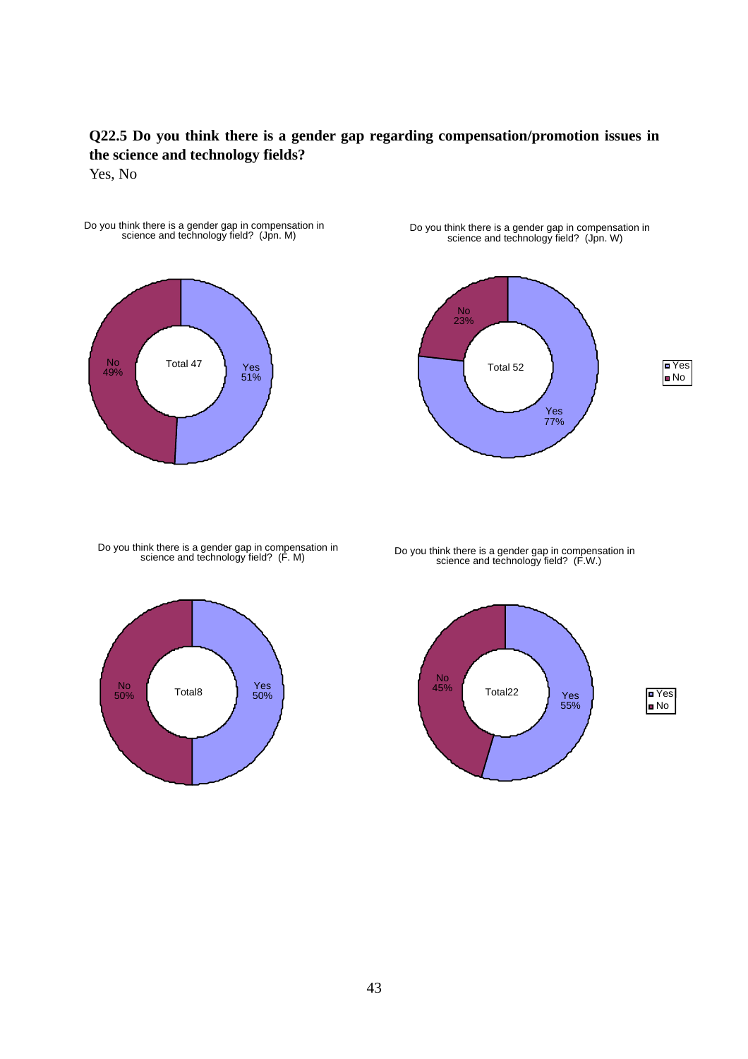**Q22.5 Do you think there is a gender gap regarding compensation/promotion issues in the science and technology fields?**

Yes, No

Do you think there is a gender gap in compensation in science and technology field? (Jpn. M)

Total 47

No 49%

Yes 51%

Do you think there is a gender gap in compensation in science and technology field? (Jpn. W)

Total 52

No 23%

Yes 77%

Yes
No

Do you think there is a gender gap in compensation in science and technology field? (F. M)

Total8

No 50%

Yes 50%

Do you think there is a gender gap in compensation in science and technology field? (F.W.)

Total22

No 45%

Yes 55%

Yes
No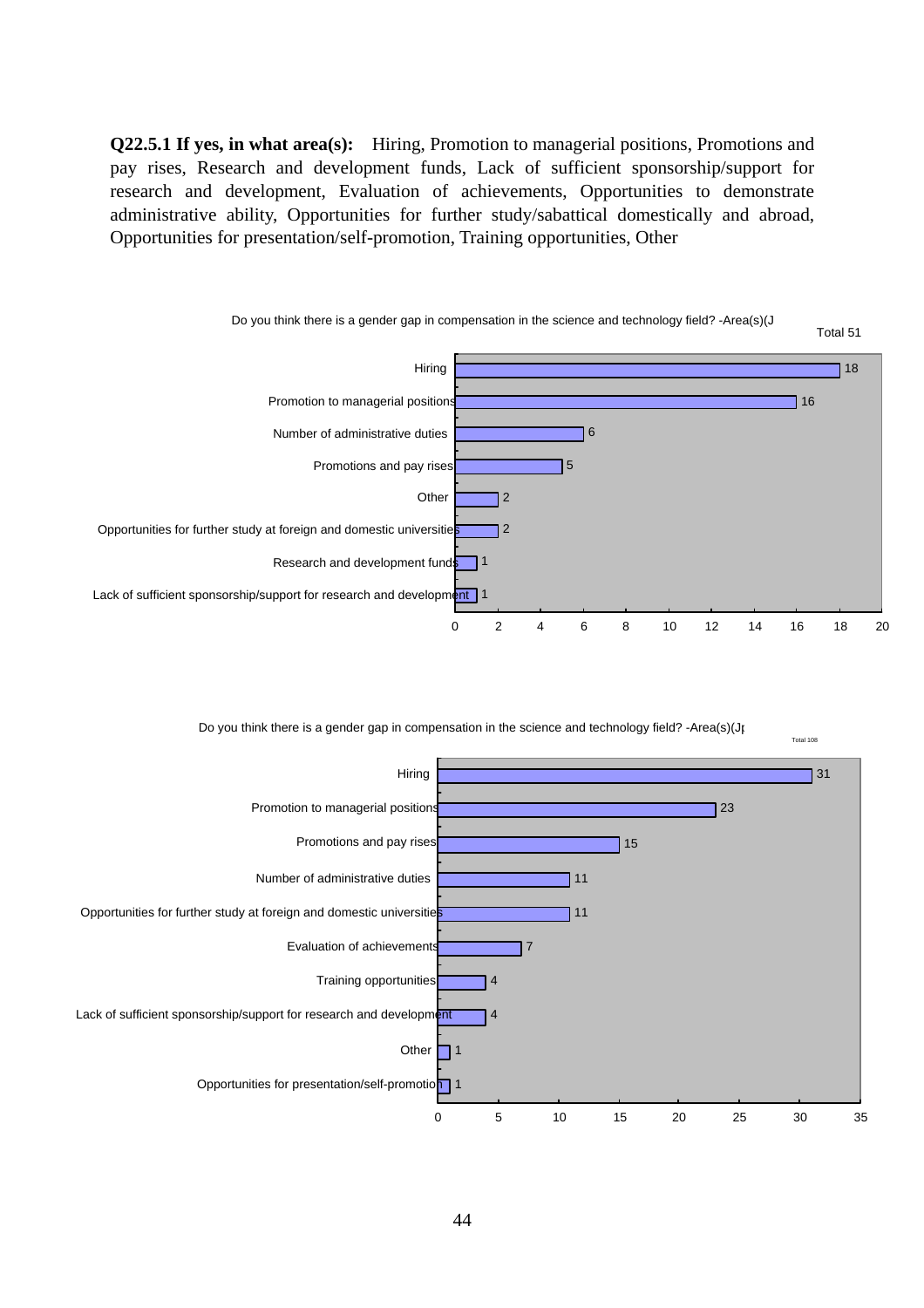**Q22.5.1 If yes, in what area(s):** Hiring, Promotion to managerial positions, Promotions and pay rises, Research and development funds, Lack of sufficient sponsorship/support for research and development, Evaluation of achievements, Opportunities to demonstrate administrative ability, Opportunities for further study/sabattical domestically and abroad, Opportunities for presentation/self-promotion, Training opportunities, Other

Do you think there is a gender gap in compensation in the science and technology field? -Area(s)(J

Total 51

| Area | Count |
|---|---|
| Hiring | 18 |
| Promotion to managerial positions | 16 |
| Number of administrative duties | 6 |
| Promotions and pay rises | 5 |
| Other | 2 |
| Opportunities for further study at foreign and domestic universities | 2 |
| Research and development funds | 1 |
| Lack of sufficient sponsorship/support for research and development | 1 |

Do you think there is a gender gap in compensation in the science and technology field? -Area(s)(Jp

Total 108

| Area | Count |
|---|---|
| Hiring | 31 |
| Promotion to managerial positions | 23 |
| Promotions and pay rises | 15 |
| Number of administrative duties | 11 |
| Opportunities for further study at foreign and domestic universities | 11 |
| Evaluation of achievements | 7 |
| Training opportunities | 4 |
| Lack of sufficient sponsorship/support for research and development | 4 |
| Other | 1 |
| Opportunities for presentation/self-promotion | 1 |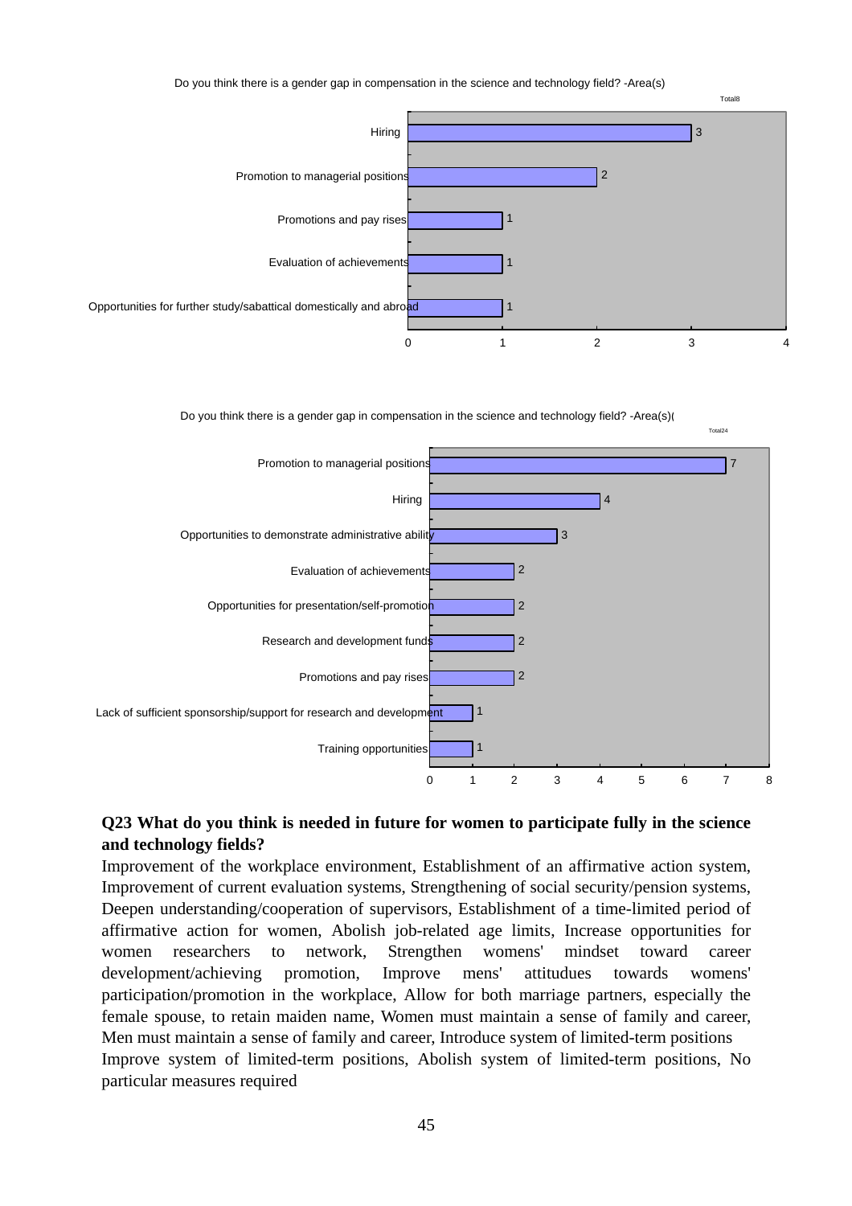Do you think there is a gender gap in compensation in the science and technology field? -Area(s)

Total8

| Area | Count |
|---|---|
| Hiring | 3 |
| Promotion to managerial positions | 2 |
| Promotions and pay rises | 1 |
| Evaluation of achievements | 1 |
| Opportunities for further study/sabattical domestically and abroad | 1 |

Do you think there is a gender gap in compensation in the science and technology field? -Area(s)(

Total24

| Area | Count |
|---|---|
| Promotion to managerial positions | 7 |
| Hiring | 4 |
| Opportunities to demonstrate administrative ability | 3 |
| Evaluation of achievements | 2 |
| Opportunities for presentation/self-promotion | 2 |
| Research and development funds | 2 |
| Promotions and pay rises | 2 |
| Lack of sufficient sponsorship/support for research and development | 1 |
| Training opportunities | 1 |

**Q23 What do you think is needed in future for women to participate fully in the science and technology fields?**

Improvement of the workplace environment, Establishment of an affirmative action system, Improvement of current evaluation systems, Strengthening of social security/pension systems, Deepen understanding/cooperation of supervisors, Establishment of a time-limited period of affirmative action for women, Abolish job-related age limits, Increase opportunities for women researchers to network, Strengthen womens' mindset toward career development/achieving promotion, Improve mens' attitudes towards womens' participation/promotion in the workplace, Allow for both marriage partners, especially the female spouse, to retain maiden name, Women must maintain a sense of family and career, Men must maintain a sense of family and career, Introduce system of limited-term positions

Improve system of limited-term positions, Abolish system of limited-term positions, No particular measures required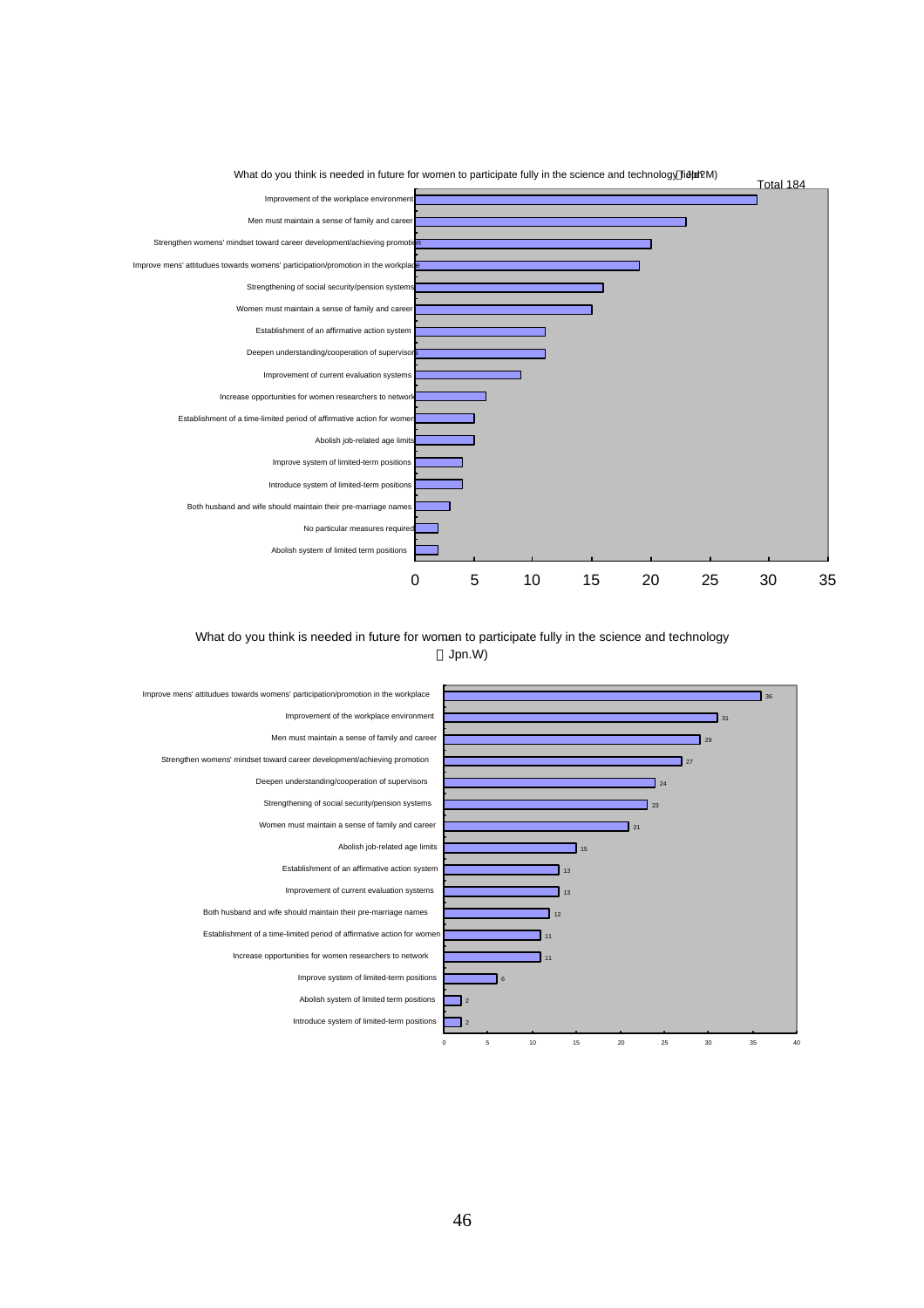What do you think is needed in future for women to participate fully in the science and technology field?(Jpn.M)

Total 184

| Item | Value |
|---|---|
| Improvement of the workplace environment | 29 |
| Men must maintain a sense of family and career | 23 |
| Strengthen womens' mindset toward career development/achieving promotion | 20 |
| Improve mens' attitudues towards womens' participation/promotion in the workplace | 19 |
| Strengthening of social security/pension systems | 16 |
| Women must maintain a sense of family and career | 15 |
| Establishment of an affirmative action system | 11 |
| Deepen understanding/cooperation of supervisors | 11 |
| Improvement of current evaluation systems | 9 |
| Increase opportunities for women researchers to network | 6 |
| Establishment of a time-limited period of affirmative action for women | 5 |
| Abolish job-related age limits | 5 |
| Improve system of limited-term positions | 4 |
| Introduce system of limited-term positions | 4 |
| Both husband and wife should maintain their pre-marriage names | 3 |
| No particular measures required | 2 |
| Abolish system of limited term positions | 2 |

What do you think is needed in future for women to participate fully in the science and technology (Jpn.W)

| Item | Value |
|---|---|
| Improve mens' attitudues towards womens' participation/promotion in the workplace | 36 |
| Improvement of the workplace environment | 31 |
| Men must maintain a sense of family and career | 29 |
| Strengthen womens' mindset toward career development/achieving promotion | 27 |
| Deepen understanding/cooperation of supervisors | 24 |
| Strengthening of social security/pension systems | 23 |
| Women must maintain a sense of family and career | 21 |
| Abolish job-related age limits | 15 |
| Establishment of an affirmative action system | 13 |
| Improvement of current evaluation systems | 13 |
| Both husband and wife should maintain their pre-marriage names | 12 |
| Establishment of a time-limited period of affirmative action for women | 11 |
| Increase opportunities for women researchers to network | 11 |
| Improve system of limited-term positions | 6 |
| Abolish system of limited term positions | 2 |
| Introduce system of limited-term positions | 2 |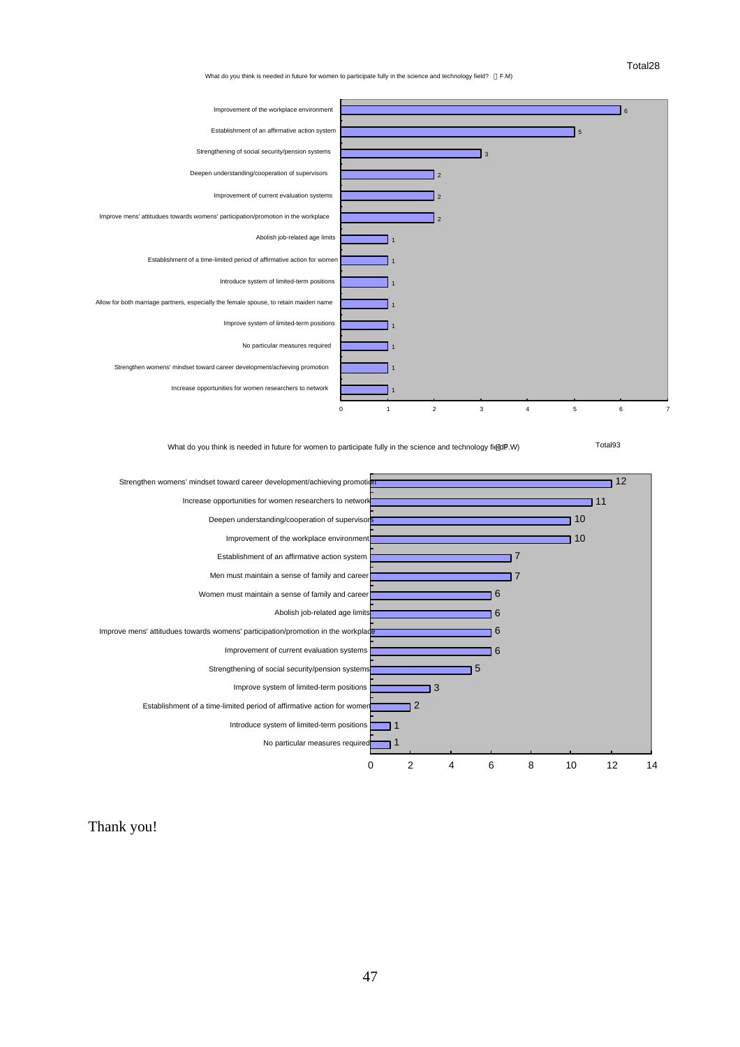Total28

What do you think is needed in future for women to participate fully in the science and technology field? （F.M)

Improvement of the workplace environment
6

Establishment of an affirmative action system
5

Strengthening of social security/pension systems
3

Deepen understanding/cooperation of supervisors
2

Improvement of current evaluation systems
2

Improve mens' attitudes towards womens' participation/promotion in the workplace
2

Abolish job-related age limits
1

Establishment of a time-limited period of affirmative action for women
1

Introduce system of limited-term positions
1

Allow for both marriage partners, especially the female spouse, to retain maiden name
1

Improve system of limited-term positions
1

No particular measures required
1

Strengthen womens' mindset toward career development/achieving promotion
1

Increase opportunities for women researchers to network
1

0 1 2 3 4 5 6 7

What do you think is needed in future for women to participate fully in the science and technology field?（P.W)

Total93

Strengthen womens' mindset toward career development/achieving promotion
12

Increase opportunities for women researchers to network
11

Deepen understanding/cooperation of supervisors
10

Improvement of the workplace environment
10

Establishment of an affirmative action system
7

Men must maintain a sense of family and career
7

Women must maintain a sense of family and career
6

Abolish job-related age limits
6

Improve mens' attitudes towards womens' participation/promotion in the workplace
6

Improvement of current evaluation systems
6

Strengthening of social security/pension systems
5

Improve system of limited-term positions
3

Establishment of a time-limited period of affirmative action for women
2

Introduce system of limited-term positions
1

No particular measures required
1

0 2 4 6 8 10 12 14

Thank you!